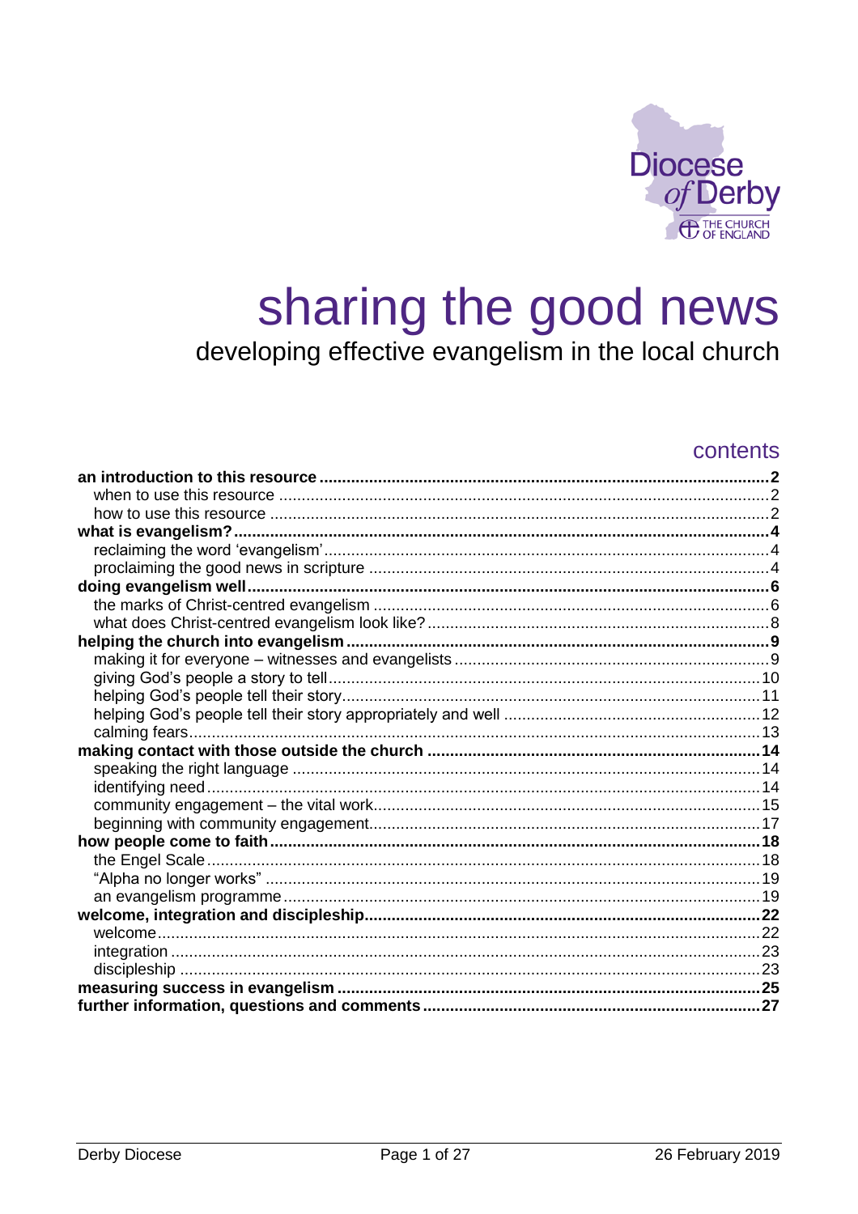Diocese of Derby
THE CHURCH OF ENGLAND

# sharing the good news

developing effective evangelism in the local church

## contents

**an introduction to this resource** .......... **2**
- when to use this resource .......... 2
- how to use this resource .......... 2

**what is evangelism?** .......... **4**
- reclaiming the word 'evangelism' .......... 4
- proclaiming the good news in scripture .......... 4

**doing evangelism well** .......... **6**
- the marks of Christ-centred evangelism .......... 6
- what does Christ-centred evangelism look like? .......... 8

**helping the church into evangelism** .......... **9**
- making it for everyone – witnesses and evangelists .......... 9
- giving God's people a story to tell .......... 10
- helping God's people tell their story .......... 11
- helping God's people tell their story appropriately and well .......... 12
- calming fears .......... 13

**making contact with those outside the church** .......... **14**
- speaking the right language .......... 14
- identifying need .......... 14
- community engagement – the vital work .......... 15
- beginning with community engagement .......... 17

**how people come to faith** .......... **18**
- the Engel Scale .......... 18
- "Alpha no longer works" .......... 19
- an evangelism programme .......... 19

**welcome, integration and discipleship** .......... **22**
- welcome .......... 22
- integration .......... 23
- discipleship .......... 23

**measuring success in evangelism** .......... **25**

**further information, questions and comments** .......... **27**

Derby Diocese — 26 February 2019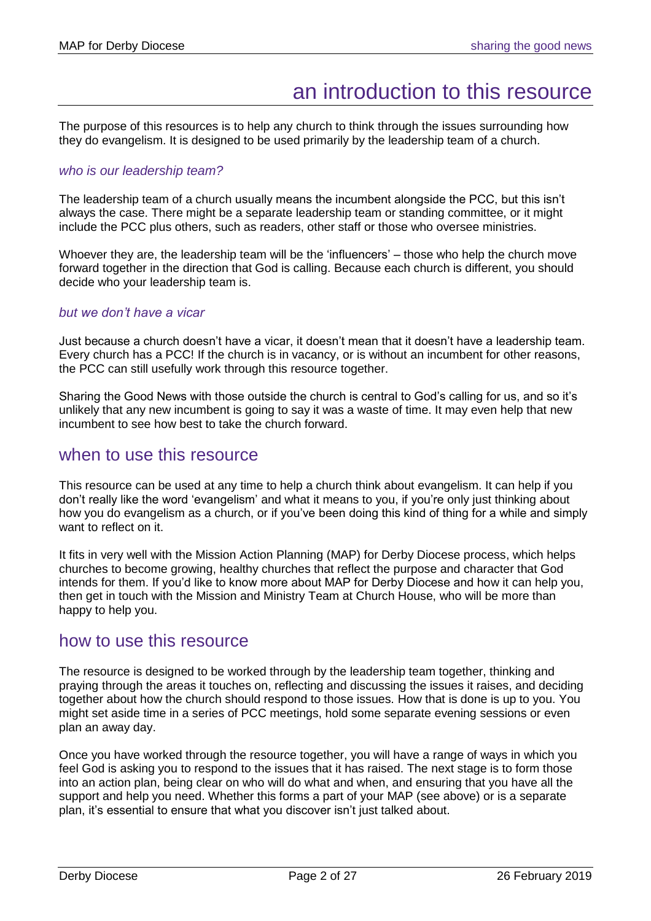# an introduction to this resource

The purpose of this resources is to help any church to think through the issues surrounding how they do evangelism. It is designed to be used primarily by the leadership team of a church.

### *who is our leadership team?*

The leadership team of a church usually means the incumbent alongside the PCC, but this isn't always the case. There might be a separate leadership team or standing committee, or it might include the PCC plus others, such as readers, other staff or those who oversee ministries.

Whoever they are, the leadership team will be the 'influencers' – those who help the church move forward together in the direction that God is calling. Because each church is different, you should decide who your leadership team is.

### *but we don't have a vicar*

Just because a church doesn't have a vicar, it doesn't mean that it doesn't have a leadership team. Every church has a PCC! If the church is in vacancy, or is without an incumbent for other reasons, the PCC can still usefully work through this resource together.

Sharing the Good News with those outside the church is central to God's calling for us, and so it's unlikely that any new incumbent is going to say it was a waste of time. It may even help that new incumbent to see how best to take the church forward.

## when to use this resource

This resource can be used at any time to help a church think about evangelism. It can help if you don't really like the word 'evangelism' and what it means to you, if you're only just thinking about how you do evangelism as a church, or if you've been doing this kind of thing for a while and simply want to reflect on it.

It fits in very well with the Mission Action Planning (MAP) for Derby Diocese process, which helps churches to become growing, healthy churches that reflect the purpose and character that God intends for them. If you'd like to know more about MAP for Derby Diocese and how it can help you, then get in touch with the Mission and Ministry Team at Church House, who will be more than happy to help you.

## how to use this resource

The resource is designed to be worked through by the leadership team together, thinking and praying through the areas it touches on, reflecting and discussing the issues it raises, and deciding together about how the church should respond to those issues. How that is done is up to you. You might set aside time in a series of PCC meetings, hold some separate evening sessions or even plan an away day.

Once you have worked through the resource together, you will have a range of ways in which you feel God is asking you to respond to the issues that it has raised. The next stage is to form those into an action plan, being clear on who will do what and when, and ensuring that you have all the support and help you need. Whether this forms a part of your MAP (see above) or is a separate plan, it's essential to ensure that what you discover isn't just talked about.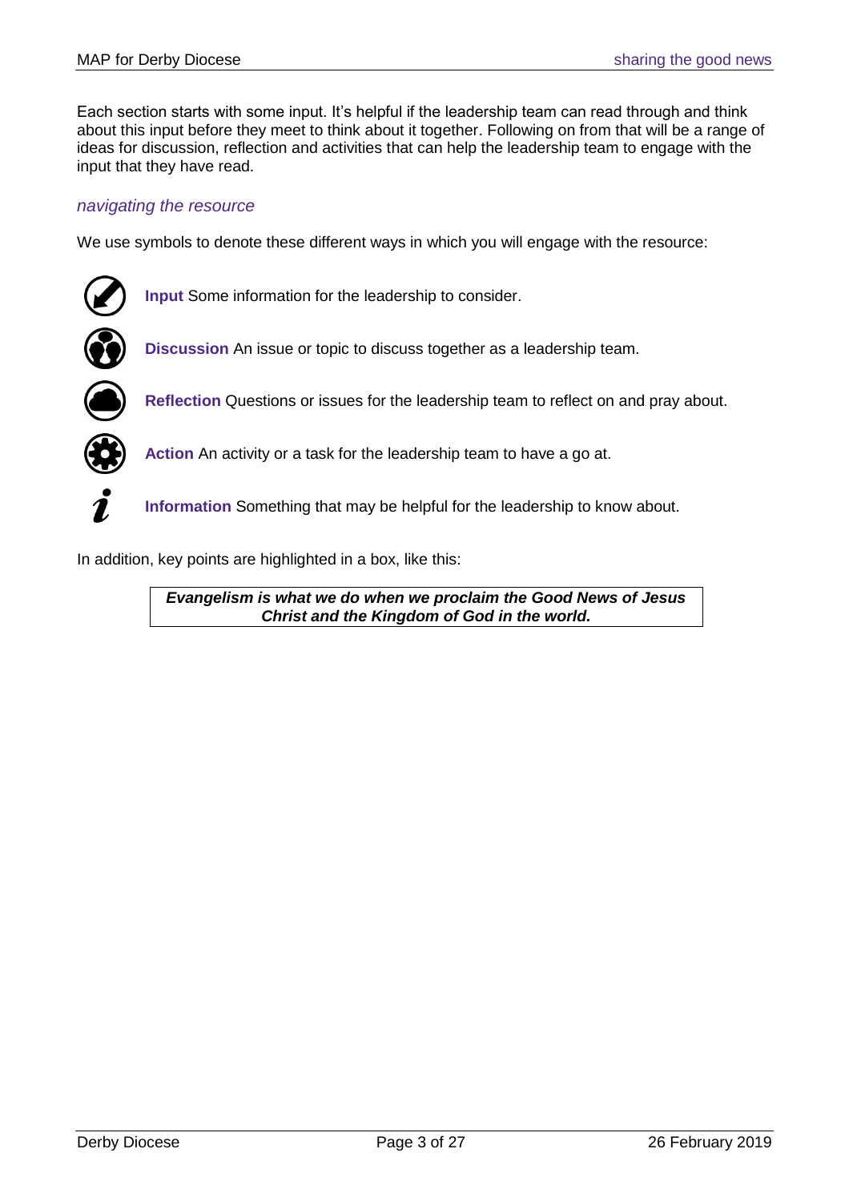Each section starts with some input. It's helpful if the leadership team can read through and think about this input before they meet to think about it together. Following on from that will be a range of ideas for discussion, reflection and activities that can help the leadership team to engage with the input that they have read.

### *navigating the resource*

We use symbols to denote these different ways in which you will engage with the resource:

**Input** Some information for the leadership to consider.

**Discussion** An issue or topic to discuss together as a leadership team.

**Reflection** Questions or issues for the leadership team to reflect on and pray about.

**Action** An activity or a task for the leadership team to have a go at.

**Information** Something that may be helpful for the leadership to know about.

In addition, key points are highlighted in a box, like this:

> ***Evangelism is what we do when we proclaim the Good News of Jesus Christ and the Kingdom of God in the world.***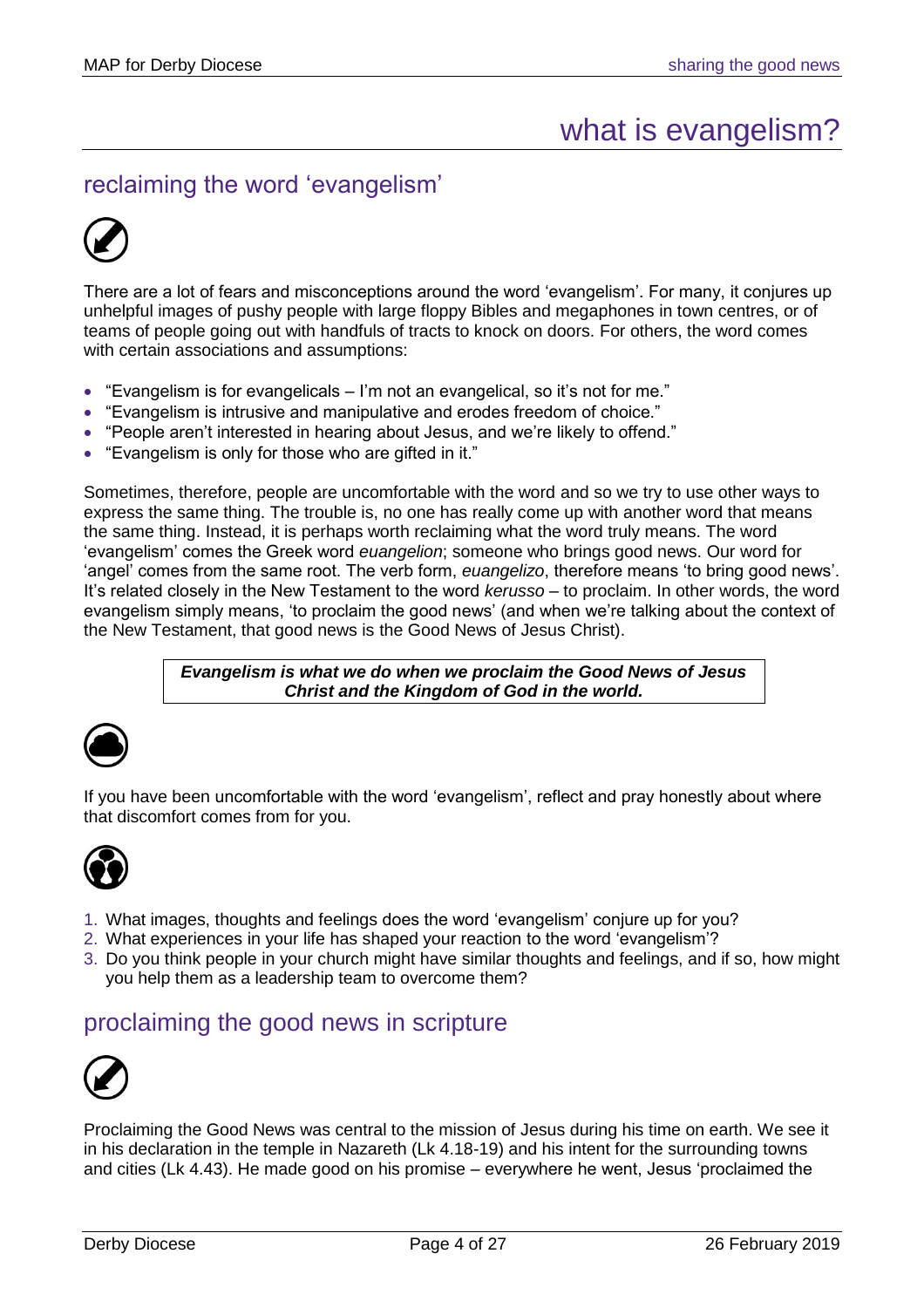# what is evangelism?

## reclaiming the word 'evangelism'

There are a lot of fears and misconceptions around the word 'evangelism'. For many, it conjures up unhelpful images of pushy people with large floppy Bibles and megaphones in town centres, or of teams of people going out with handfuls of tracts to knock on doors. For others, the word comes with certain associations and assumptions:

- "Evangelism is for evangelicals – I'm not an evangelical, so it's not for me."
- "Evangelism is intrusive and manipulative and erodes freedom of choice."
- "People aren't interested in hearing about Jesus, and we're likely to offend."
- "Evangelism is only for those who are gifted in it."

Sometimes, therefore, people are uncomfortable with the word and so we try to use other ways to express the same thing. The trouble is, no one has really come up with another word that means the same thing. Instead, it is perhaps worth reclaiming what the word truly means. The word 'evangelism' comes the Greek word *euangelion*; someone who brings good news. Our word for 'angel' comes from the same root. The verb form, *euangelizo*, therefore means 'to bring good news'. It's related closely in the New Testament to the word *kerusso* – to proclaim. In other words, the word evangelism simply means, 'to proclaim the good news' (and when we're talking about the context of the New Testament, that good news is the Good News of Jesus Christ).

> ***Evangelism is what we do when we proclaim the Good News of Jesus Christ and the Kingdom of God in the world.***

If you have been uncomfortable with the word 'evangelism', reflect and pray honestly about where that discomfort comes from for you.

1. What images, thoughts and feelings does the word 'evangelism' conjure up for you?
2. What experiences in your life has shaped your reaction to the word 'evangelism'?
3. Do you think people in your church might have similar thoughts and feelings, and if so, how might you help them as a leadership team to overcome them?

## proclaiming the good news in scripture

Proclaiming the Good News was central to the mission of Jesus during his time on earth. We see it in his declaration in the temple in Nazareth (Lk 4.18-19) and his intent for the surrounding towns and cities (Lk 4.43). He made good on his promise – everywhere he went, Jesus 'proclaimed the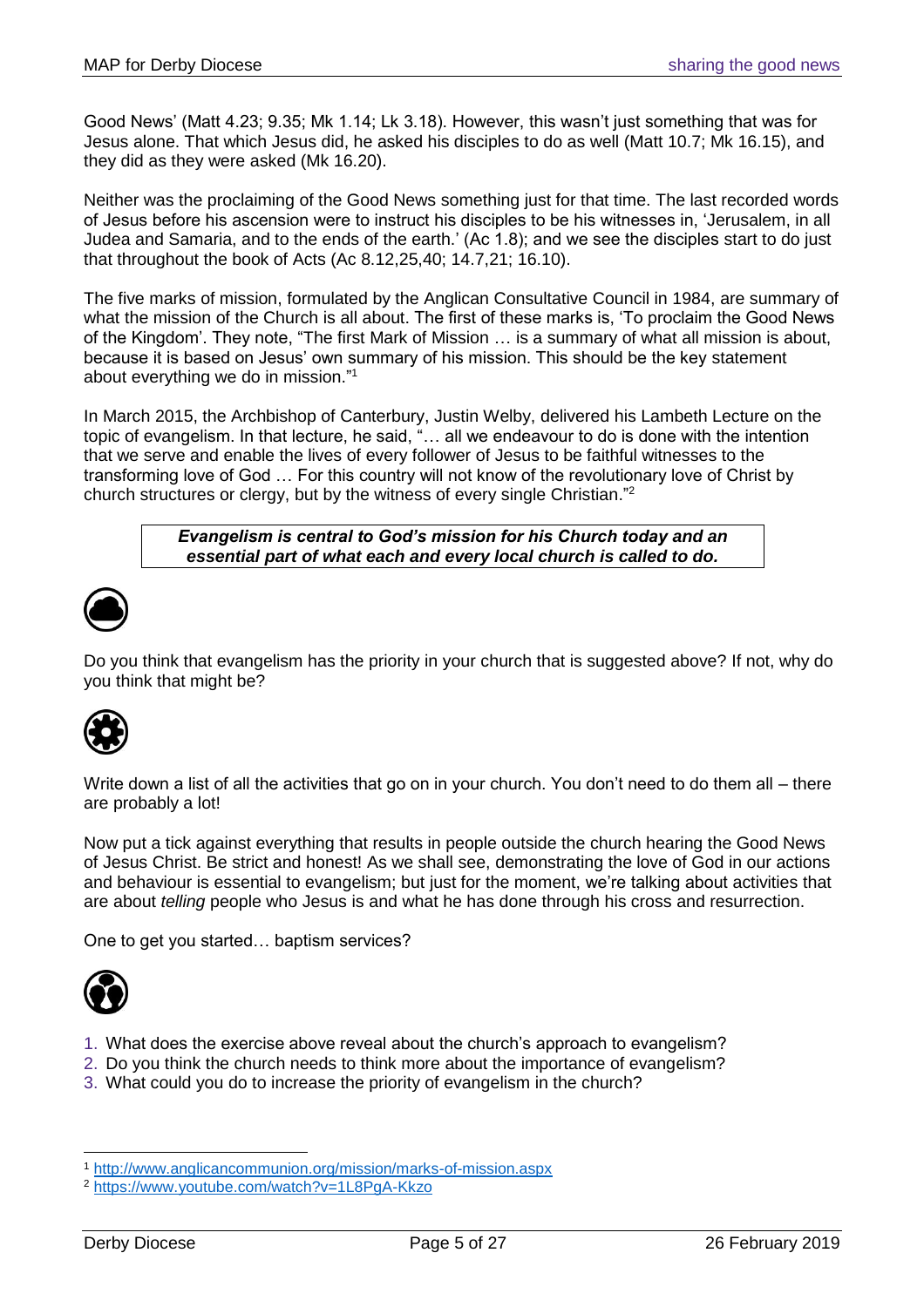Good News' (Matt 4.23; 9.35; Mk 1.14; Lk 3.18). However, this wasn't just something that was for Jesus alone. That which Jesus did, he asked his disciples to do as well (Matt 10.7; Mk 16.15), and they did as they were asked (Mk 16.20).

Neither was the proclaiming of the Good News something just for that time. The last recorded words of Jesus before his ascension were to instruct his disciples to be his witnesses in, 'Jerusalem, in all Judea and Samaria, and to the ends of the earth.' (Ac 1.8); and we see the disciples start to do just that throughout the book of Acts (Ac 8.12,25,40; 14.7,21; 16.10).

The five marks of mission, formulated by the Anglican Consultative Council in 1984, are summary of what the mission of the Church is all about. The first of these marks is, 'To proclaim the Good News of the Kingdom'. They note, "The first Mark of Mission … is a summary of what all mission is about, because it is based on Jesus' own summary of his mission. This should be the key statement about everything we do in mission."[1]

In March 2015, the Archbishop of Canterbury, Justin Welby, delivered his Lambeth Lecture on the topic of evangelism. In that lecture, he said, "… all we endeavour to do is done with the intention that we serve and enable the lives of every follower of Jesus to be faithful witnesses to the transforming love of God … For this country will not know of the revolutionary love of Christ by church structures or clergy, but by the witness of every single Christian."[2]

> ***Evangelism is central to God's mission for his Church today and an essential part of what each and every local church is called to do.***

Do you think that evangelism has the priority in your church that is suggested above? If not, why do you think that might be?

Write down a list of all the activities that go on in your church. You don't need to do them all – there are probably a lot!

Now put a tick against everything that results in people outside the church hearing the Good News of Jesus Christ. Be strict and honest! As we shall see, demonstrating the love of God in our actions and behaviour is essential to evangelism; but just for the moment, we're talking about activities that are about *telling* people who Jesus is and what he has done through his cross and resurrection.

One to get you started… baptism services?

1. What does the exercise above reveal about the church's approach to evangelism?
2. Do you think the church needs to think more about the importance of evangelism?
3. What could you do to increase the priority of evangelism in the church?

---

[1] http://www.anglicancommunion.org/mission/marks-of-mission.aspx

[2] https://www.youtube.com/watch?v=1L8PgA-Kkzo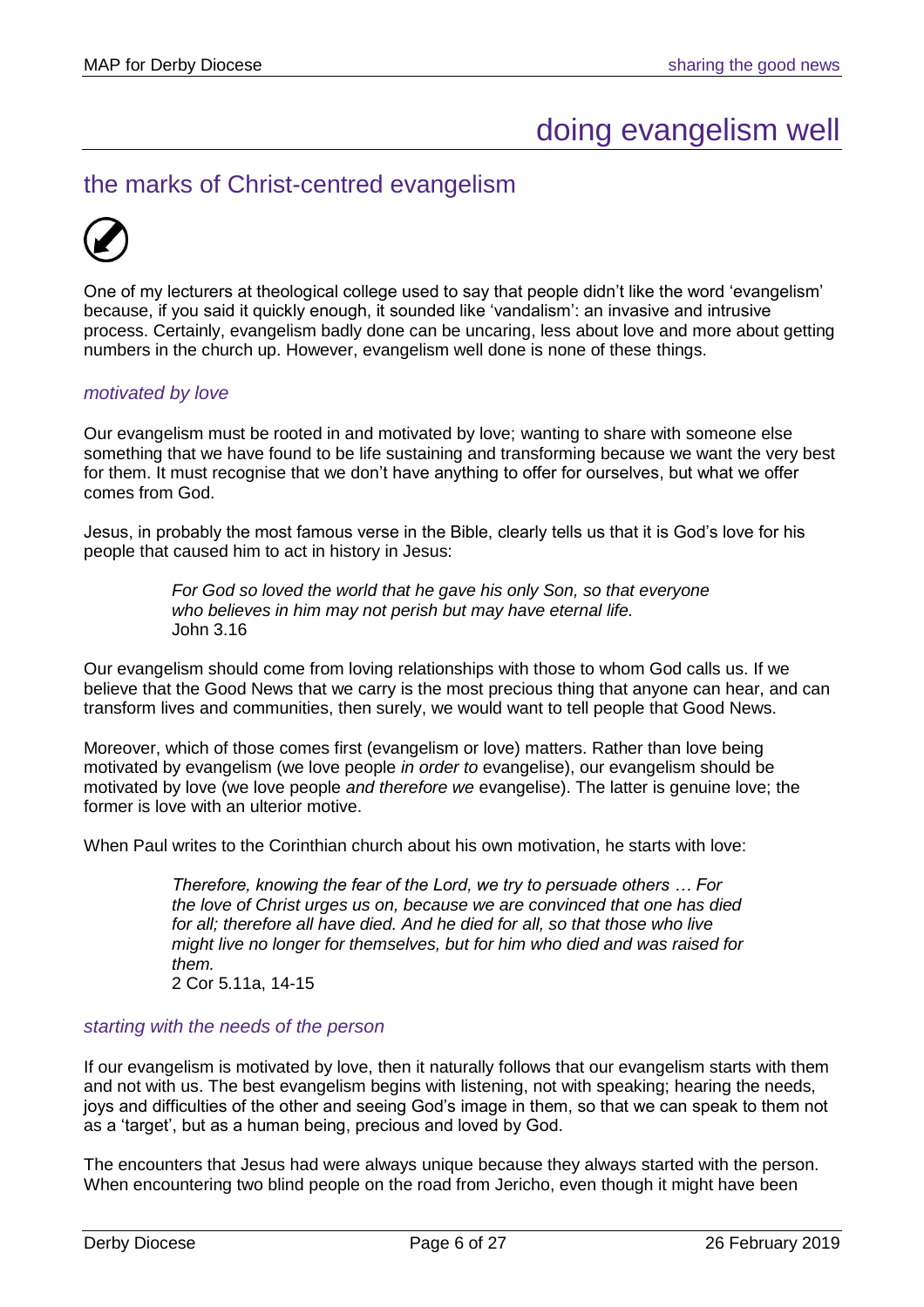# doing evangelism well

## the marks of Christ-centred evangelism

One of my lecturers at theological college used to say that people didn't like the word 'evangelism' because, if you said it quickly enough, it sounded like 'vandalism': an invasive and intrusive process. Certainly, evangelism badly done can be uncaring, less about love and more about getting numbers in the church up. However, evangelism well done is none of these things.

### *motivated by love*

Our evangelism must be rooted in and motivated by love; wanting to share with someone else something that we have found to be life sustaining and transforming because we want the very best for them. It must recognise that we don't have anything to offer for ourselves, but what we offer comes from God.

Jesus, in probably the most famous verse in the Bible, clearly tells us that it is God's love for his people that caused him to act in history in Jesus:

> *For God so loved the world that he gave his only Son, so that everyone who believes in him may not perish but may have eternal life.*
> John 3.16

Our evangelism should come from loving relationships with those to whom God calls us. If we believe that the Good News that we carry is the most precious thing that anyone can hear, and can transform lives and communities, then surely, we would want to tell people that Good News.

Moreover, which of those comes first (evangelism or love) matters. Rather than love being motivated by evangelism (we love people *in order to* evangelise), our evangelism should be motivated by love (we love people *and therefore we* evangelise). The latter is genuine love; the former is love with an ulterior motive.

When Paul writes to the Corinthian church about his own motivation, he starts with love:

> *Therefore, knowing the fear of the Lord, we try to persuade others … For the love of Christ urges us on, because we are convinced that one has died for all; therefore all have died. And he died for all, so that those who live might live no longer for themselves, but for him who died and was raised for them.*
> 2 Cor 5.11a, 14-15

### *starting with the needs of the person*

If our evangelism is motivated by love, then it naturally follows that our evangelism starts with them and not with us. The best evangelism begins with listening, not with speaking; hearing the needs, joys and difficulties of the other and seeing God's image in them, so that we can speak to them not as a 'target', but as a human being, precious and loved by God.

The encounters that Jesus had were always unique because they always started with the person. When encountering two blind people on the road from Jericho, even though it might have been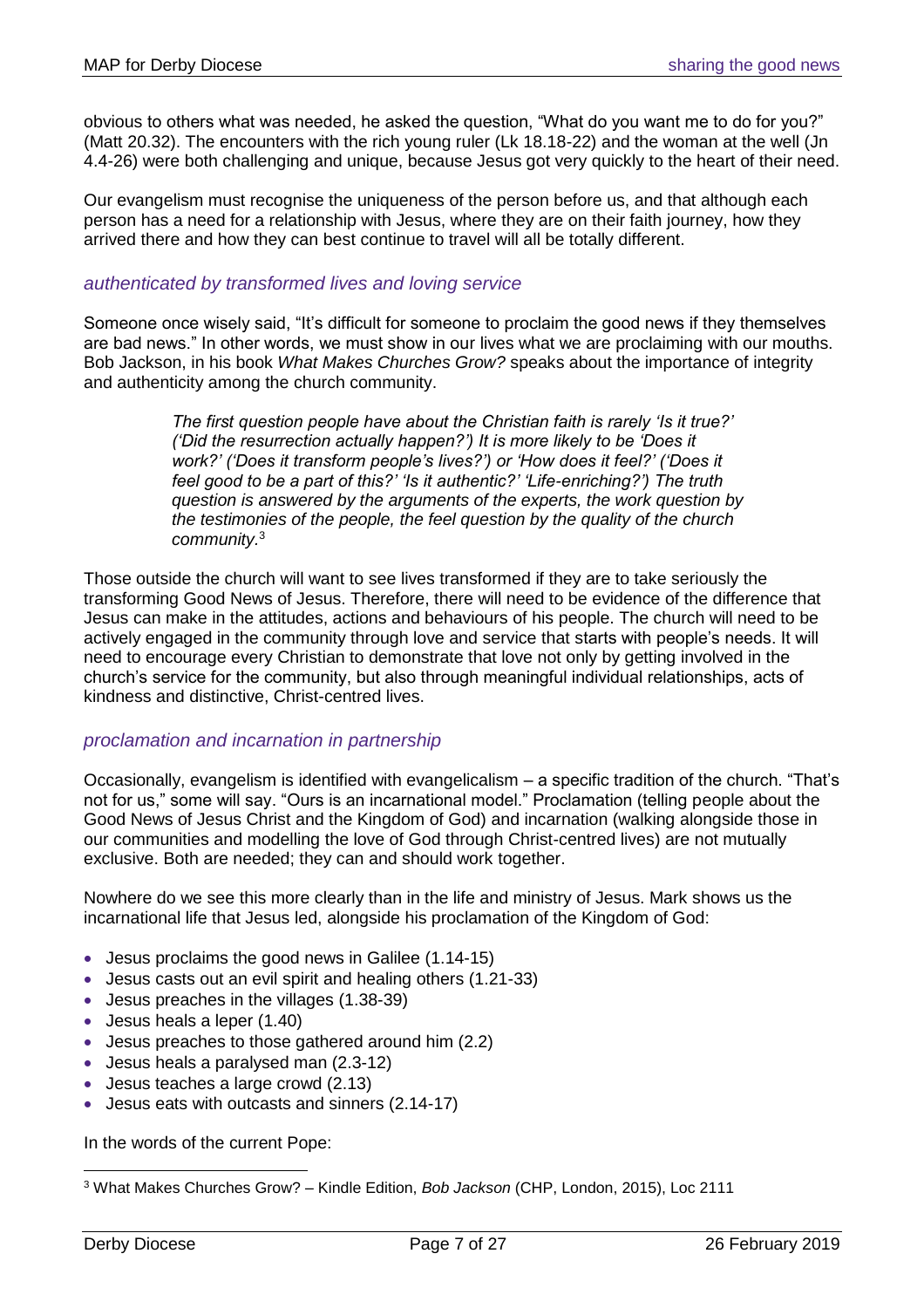obvious to others what was needed, he asked the question, "What do you want me to do for you?" (Matt 20.32). The encounters with the rich young ruler (Lk 18.18-22) and the woman at the well (Jn 4.4-26) were both challenging and unique, because Jesus got very quickly to the heart of their need.

Our evangelism must recognise the uniqueness of the person before us, and that although each person has a need for a relationship with Jesus, where they are on their faith journey, how they arrived there and how they can best continue to travel will all be totally different.

### *authenticated by transformed lives and loving service*

Someone once wisely said, "It's difficult for someone to proclaim the good news if they themselves are bad news." In other words, we must show in our lives what we are proclaiming with our mouths. Bob Jackson, in his book *What Makes Churches Grow?* speaks about the importance of integrity and authenticity among the church community.

> *The first question people have about the Christian faith is rarely 'Is it true?' ('Did the resurrection actually happen?') It is more likely to be 'Does it work?' ('Does it transform people's lives?') or 'How does it feel?' ('Does it feel good to be a part of this?' 'Is it authentic?' 'Life-enriching?') The truth question is answered by the arguments of the experts, the work question by the testimonies of the people, the feel question by the quality of the church community.*[3]

Those outside the church will want to see lives transformed if they are to take seriously the transforming Good News of Jesus. Therefore, there will need to be evidence of the difference that Jesus can make in the attitudes, actions and behaviours of his people. The church will need to be actively engaged in the community through love and service that starts with people's needs. It will need to encourage every Christian to demonstrate that love not only by getting involved in the church's service for the community, but also through meaningful individual relationships, acts of kindness and distinctive, Christ-centred lives.

### *proclamation and incarnation in partnership*

Occasionally, evangelism is identified with evangelicalism – a specific tradition of the church. "That's not for us," some will say. "Ours is an incarnational model." Proclamation (telling people about the Good News of Jesus Christ and the Kingdom of God) and incarnation (walking alongside those in our communities and modelling the love of God through Christ-centred lives) are not mutually exclusive. Both are needed; they can and should work together.

Nowhere do we see this more clearly than in the life and ministry of Jesus. Mark shows us the incarnational life that Jesus led, alongside his proclamation of the Kingdom of God:

- Jesus proclaims the good news in Galilee (1.14-15)
- Jesus casts out an evil spirit and healing others (1.21-33)
- Jesus preaches in the villages (1.38-39)
- Jesus heals a leper (1.40)
- Jesus preaches to those gathered around him (2.2)
- Jesus heals a paralysed man (2.3-12)
- Jesus teaches a large crowd (2.13)
- Jesus eats with outcasts and sinners (2.14-17)

In the words of the current Pope:

---

[3] What Makes Churches Grow? – Kindle Edition, *Bob Jackson* (CHP, London, 2015), Loc 2111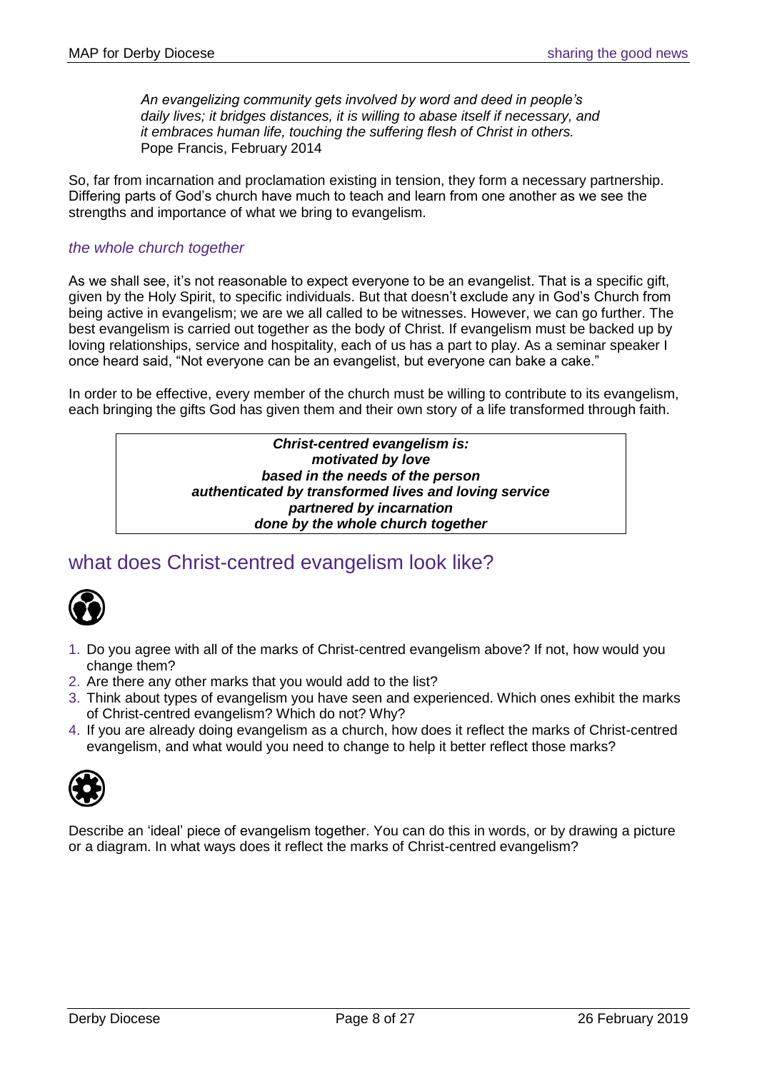*An evangelizing community gets involved by word and deed in people's daily lives; it bridges distances, it is willing to abase itself if necessary, and it embraces human life, touching the suffering flesh of Christ in others.*
Pope Francis, February 2014

So, far from incarnation and proclamation existing in tension, they form a necessary partnership. Differing parts of God's church have much to teach and learn from one another as we see the strengths and importance of what we bring to evangelism.

### *the whole church together*

As we shall see, it's not reasonable to expect everyone to be an evangelist. That is a specific gift, given by the Holy Spirit, to specific individuals. But that doesn't exclude any in God's Church from being active in evangelism; we are we all called to be witnesses. However, we can go further. The best evangelism is carried out together as the body of Christ. If evangelism must be backed up by loving relationships, service and hospitality, each of us has a part to play. As a seminar speaker I once heard said, "Not everyone can be an evangelist, but everyone can bake a cake."

In order to be effective, every member of the church must be willing to contribute to its evangelism, each bringing the gifts God has given them and their own story of a life transformed through faith.

> ***Christ-centred evangelism is:***
> ***motivated by love***
> ***based in the needs of the person***
> ***authenticated by transformed lives and loving service***
> ***partnered by incarnation***
> ***done by the whole church together***

## what does Christ-centred evangelism look like?

1. Do you agree with all of the marks of Christ-centred evangelism above? If not, how would you change them?
2. Are there any other marks that you would add to the list?
3. Think about types of evangelism you have seen and experienced. Which ones exhibit the marks of Christ-centred evangelism? Which do not? Why?
4. If you are already doing evangelism as a church, how does it reflect the marks of Christ-centred evangelism, and what would you need to change to help it better reflect those marks?

Describe an 'ideal' piece of evangelism together. You can do this in words, or by drawing a picture or a diagram. In what ways does it reflect the marks of Christ-centred evangelism?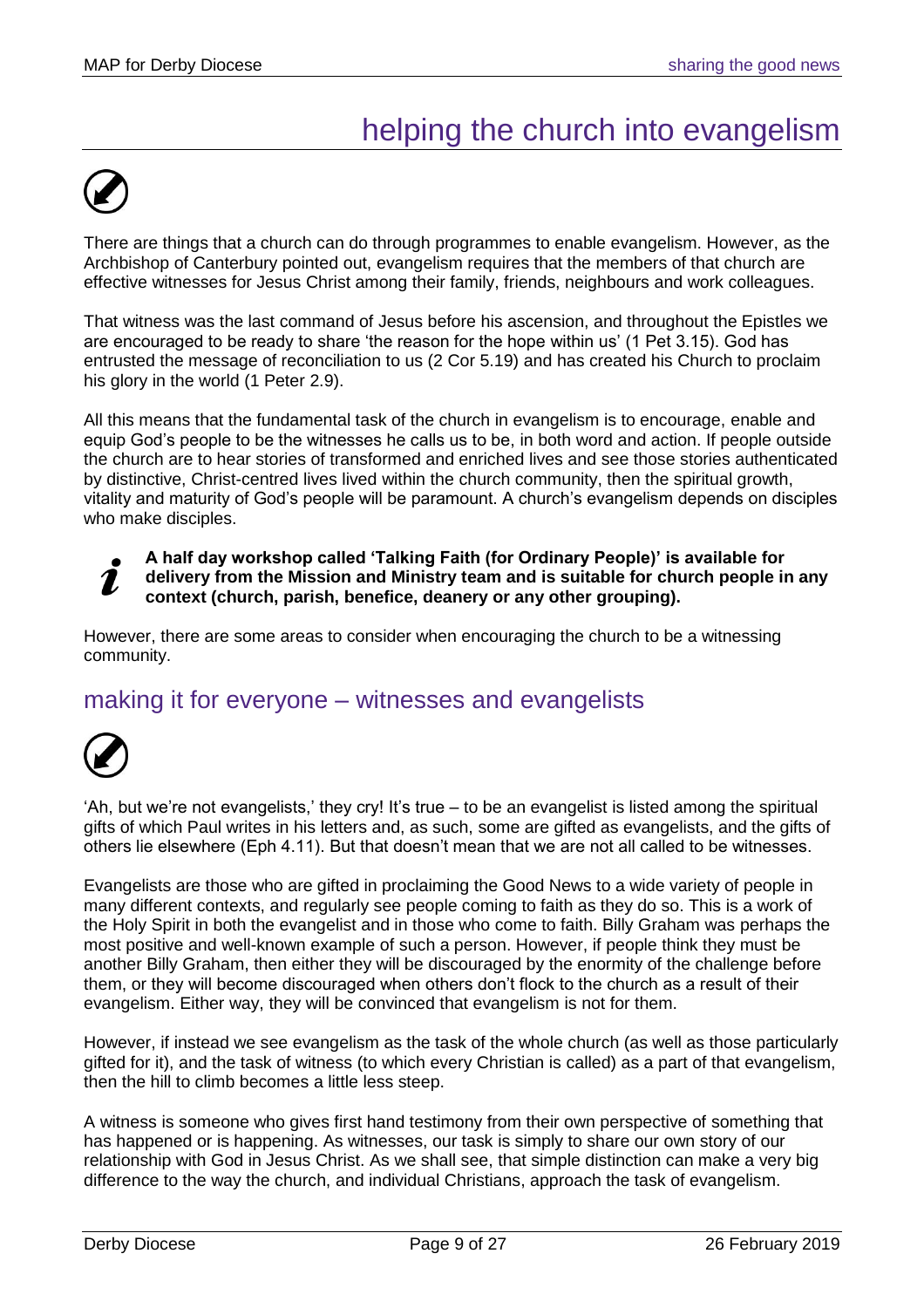# helping the church into evangelism

There are things that a church can do through programmes to enable evangelism. However, as the Archbishop of Canterbury pointed out, evangelism requires that the members of that church are effective witnesses for Jesus Christ among their family, friends, neighbours and work colleagues.

That witness was the last command of Jesus before his ascension, and throughout the Epistles we are encouraged to be ready to share 'the reason for the hope within us' (1 Pet 3.15). God has entrusted the message of reconciliation to us (2 Cor 5.19) and has created his Church to proclaim his glory in the world (1 Peter 2.9).

All this means that the fundamental task of the church in evangelism is to encourage, enable and equip God's people to be the witnesses he calls us to be, in both word and action. If people outside the church are to hear stories of transformed and enriched lives and see those stories authenticated by distinctive, Christ-centred lives lived within the church community, then the spiritual growth, vitality and maturity of God's people will be paramount. A church's evangelism depends on disciples who make disciples.

**A half day workshop called 'Talking Faith (for Ordinary People)' is available for delivery from the Mission and Ministry team and is suitable for church people in any context (church, parish, benefice, deanery or any other grouping).**

However, there are some areas to consider when encouraging the church to be a witnessing community.

## making it for everyone – witnesses and evangelists

'Ah, but we're not evangelists,' they cry! It's true – to be an evangelist is listed among the spiritual gifts of which Paul writes in his letters and, as such, some are gifted as evangelists, and the gifts of others lie elsewhere (Eph 4.11). But that doesn't mean that we are not all called to be witnesses.

Evangelists are those who are gifted in proclaiming the Good News to a wide variety of people in many different contexts, and regularly see people coming to faith as they do so. This is a work of the Holy Spirit in both the evangelist and in those who come to faith. Billy Graham was perhaps the most positive and well-known example of such a person. However, if people think they must be another Billy Graham, then either they will be discouraged by the enormity of the challenge before them, or they will become discouraged when others don't flock to the church as a result of their evangelism. Either way, they will be convinced that evangelism is not for them.

However, if instead we see evangelism as the task of the whole church (as well as those particularly gifted for it), and the task of witness (to which every Christian is called) as a part of that evangelism, then the hill to climb becomes a little less steep.

A witness is someone who gives first hand testimony from their own perspective of something that has happened or is happening. As witnesses, our task is simply to share our own story of our relationship with God in Jesus Christ. As we shall see, that simple distinction can make a very big difference to the way the church, and individual Christians, approach the task of evangelism.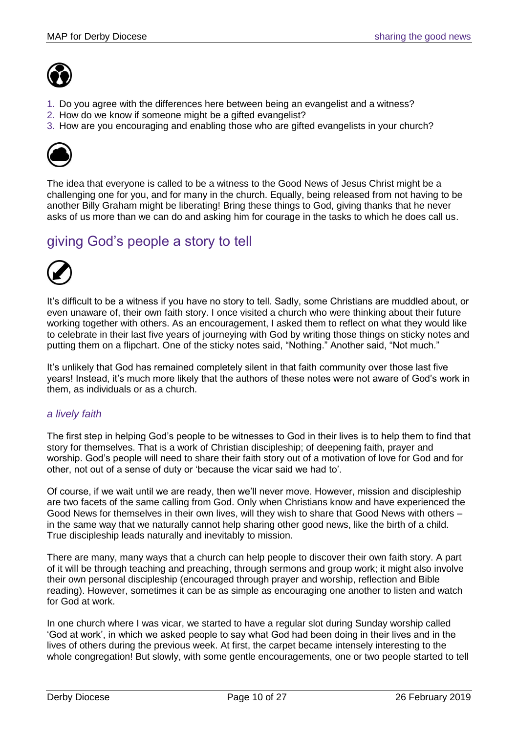1. Do you agree with the differences here between being an evangelist and a witness?
2. How do we know if someone might be a gifted evangelist?
3. How are you encouraging and enabling those who are gifted evangelists in your church?

The idea that everyone is called to be a witness to the Good News of Jesus Christ might be a challenging one for you, and for many in the church. Equally, being released from not having to be another Billy Graham might be liberating! Bring these things to God, giving thanks that he never asks of us more than we can do and asking him for courage in the tasks to which he does call us.

## giving God's people a story to tell

It's difficult to be a witness if you have no story to tell. Sadly, some Christians are muddled about, or even unaware of, their own faith story. I once visited a church who were thinking about their future working together with others. As an encouragement, I asked them to reflect on what they would like to celebrate in their last five years of journeying with God by writing those things on sticky notes and putting them on a flipchart. One of the sticky notes said, "Nothing." Another said, "Not much."

It's unlikely that God has remained completely silent in that faith community over those last five years! Instead, it's much more likely that the authors of these notes were not aware of God's work in them, as individuals or as a church.

### *a lively faith*

The first step in helping God's people to be witnesses to God in their lives is to help them to find that story for themselves. That is a work of Christian discipleship; of deepening faith, prayer and worship. God's people will need to share their faith story out of a motivation of love for God and for other, not out of a sense of duty or 'because the vicar said we had to'.

Of course, if we wait until we are ready, then we'll never move. However, mission and discipleship are two facets of the same calling from God. Only when Christians know and have experienced the Good News for themselves in their own lives, will they wish to share that Good News with others – in the same way that we naturally cannot help sharing other good news, like the birth of a child. True discipleship leads naturally and inevitably to mission.

There are many, many ways that a church can help people to discover their own faith story. A part of it will be through teaching and preaching, through sermons and group work; it might also involve their own personal discipleship (encouraged through prayer and worship, reflection and Bible reading). However, sometimes it can be as simple as encouraging one another to listen and watch for God at work.

In one church where I was vicar, we started to have a regular slot during Sunday worship called 'God at work', in which we asked people to say what God had been doing in their lives and in the lives of others during the previous week. At first, the carpet became intensely interesting to the whole congregation! But slowly, with some gentle encouragements, one or two people started to tell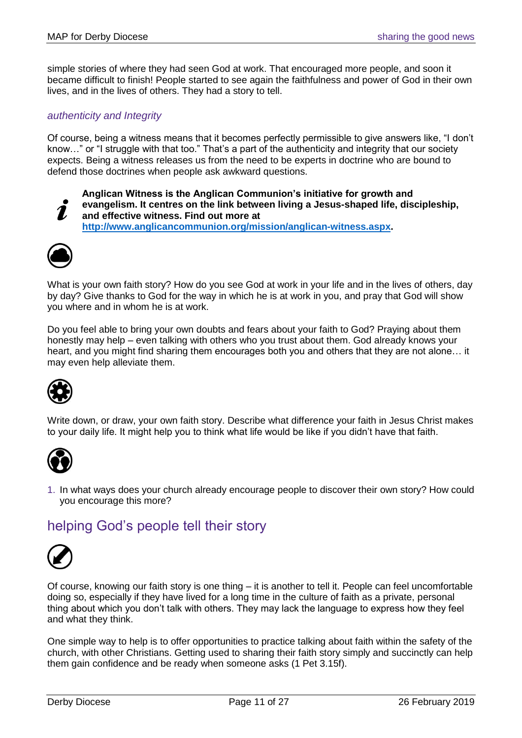simple stories of where they had seen God at work. That encouraged more people, and soon it became difficult to finish! People started to see again the faithfulness and power of God in their own lives, and in the lives of others. They had a story to tell.

### *authenticity and Integrity*

Of course, being a witness means that it becomes perfectly permissible to give answers like, "I don't know…" or "I struggle with that too." That's a part of the authenticity and integrity that our society expects. Being a witness releases us from the need to be experts in doctrine who are bound to defend those doctrines when people ask awkward questions.

**Anglican Witness is the Anglican Communion's initiative for growth and evangelism. It centres on the link between living a Jesus-shaped life, discipleship, and effective witness. Find out more at [http://www.anglicancommunion.org/mission/anglican-witness.aspx](http://www.anglicancommunion.org/mission/anglican-witness.aspx).**

What is your own faith story? How do you see God at work in your life and in the lives of others, day by day? Give thanks to God for the way in which he is at work in you, and pray that God will show you where and in whom he is at work.

Do you feel able to bring your own doubts and fears about your faith to God? Praying about them honestly may help – even talking with others who you trust about them. God already knows your heart, and you might find sharing them encourages both you and others that they are not alone… it may even help alleviate them.

Write down, or draw, your own faith story. Describe what difference your faith in Jesus Christ makes to your daily life. It might help you to think what life would be like if you didn't have that faith.

1. In what ways does your church already encourage people to discover their own story? How could you encourage this more?

## helping God's people tell their story

Of course, knowing our faith story is one thing – it is another to tell it. People can feel uncomfortable doing so, especially if they have lived for a long time in the culture of faith as a private, personal thing about which you don't talk with others. They may lack the language to express how they feel and what they think.

One simple way to help is to offer opportunities to practice talking about faith within the safety of the church, with other Christians. Getting used to sharing their faith story simply and succinctly can help them gain confidence and be ready when someone asks (1 Pet 3.15f).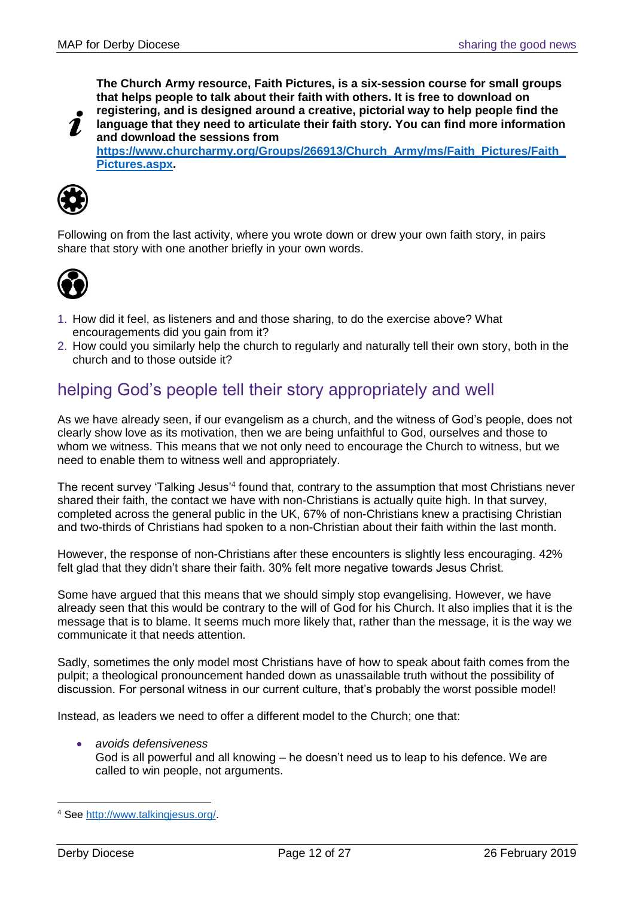**The Church Army resource, Faith Pictures, is a six-session course for small groups that helps people to talk about their faith with others. It is free to download on registering, and is designed around a creative, pictorial way to help people find the language that they need to articulate their faith story. You can find more information and download the sessions from [https://www.churcharmy.org/Groups/266913/Church_Army/ms/Faith_Pictures/Faith_Pictures.aspx](https://www.churcharmy.org/Groups/266913/Church_Army/ms/Faith_Pictures/Faith_Pictures.aspx).**

Following on from the last activity, where you wrote down or drew your own faith story, in pairs share that story with one another briefly in your own words.

1. How did it feel, as listeners and and those sharing, to do the exercise above? What encouragements did you gain from it?
2. How could you similarly help the church to regularly and naturally tell their own story, both in the church and to those outside it?

## helping God's people tell their story appropriately and well

As we have already seen, if our evangelism as a church, and the witness of God's people, does not clearly show love as its motivation, then we are being unfaithful to God, ourselves and those to whom we witness. This means that we not only need to encourage the Church to witness, but we need to enable them to witness well and appropriately.

The recent survey 'Talking Jesus'[4] found that, contrary to the assumption that most Christians never shared their faith, the contact we have with non-Christians is actually quite high. In that survey, completed across the general public in the UK, 67% of non-Christians knew a practising Christian and two-thirds of Christians had spoken to a non-Christian about their faith within the last month.

However, the response of non-Christians after these encounters is slightly less encouraging. 42% felt glad that they didn't share their faith. 30% felt more negative towards Jesus Christ.

Some have argued that this means that we should simply stop evangelising. However, we have already seen that this would be contrary to the will of God for his Church. It also implies that it is the message that is to blame. It seems much more likely that, rather than the message, it is the way we communicate it that needs attention.

Sadly, sometimes the only model most Christians have of how to speak about faith comes from the pulpit; a theological pronouncement handed down as unassailable truth without the possibility of discussion. For personal witness in our current culture, that's probably the worst possible model!

Instead, as leaders we need to offer a different model to the Church; one that:

- *avoids defensiveness*
  God is all powerful and all knowing – he doesn't need us to leap to his defence. We are called to win people, not arguments.

[4] See [http://www.talkingjesus.org/](http://www.talkingjesus.org/).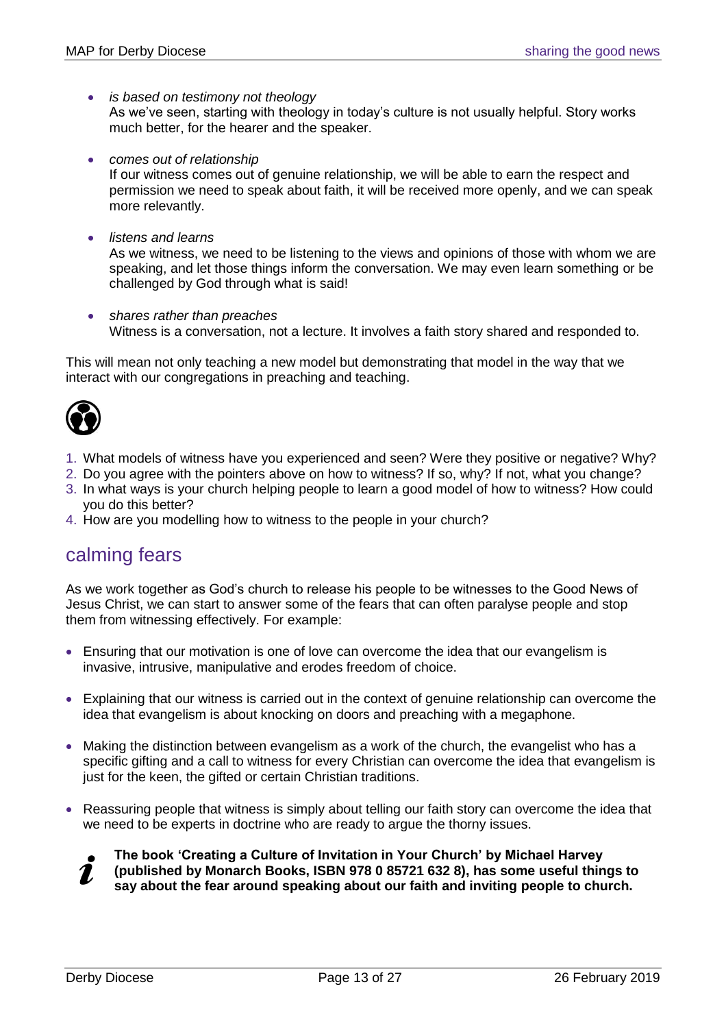- *is based on testimony not theology*
  As we've seen, starting with theology in today's culture is not usually helpful. Story works much better, for the hearer and the speaker.

- *comes out of relationship*
  If our witness comes out of genuine relationship, we will be able to earn the respect and permission we need to speak about faith, it will be received more openly, and we can speak more relevantly.

- *listens and learns*
  As we witness, we need to be listening to the views and opinions of those with whom we are speaking, and let those things inform the conversation. We may even learn something or be challenged by God through what is said!

- *shares rather than preaches*
  Witness is a conversation, not a lecture. It involves a faith story shared and responded to.

This will mean not only teaching a new model but demonstrating that model in the way that we interact with our congregations in preaching and teaching.

1. What models of witness have you experienced and seen? Were they positive or negative? Why?
2. Do you agree with the pointers above on how to witness? If so, why? If not, what you change?
3. In what ways is your church helping people to learn a good model of how to witness? How could you do this better?
4. How are you modelling how to witness to the people in your church?

## calming fears

As we work together as God's church to release his people to be witnesses to the Good News of Jesus Christ, we can start to answer some of the fears that can often paralyse people and stop them from witnessing effectively. For example:

- Ensuring that our motivation is one of love can overcome the idea that our evangelism is invasive, intrusive, manipulative and erodes freedom of choice.

- Explaining that our witness is carried out in the context of genuine relationship can overcome the idea that evangelism is about knocking on doors and preaching with a megaphone.

- Making the distinction between evangelism as a work of the church, the evangelist who has a specific gifting and a call to witness for every Christian can overcome the idea that evangelism is just for the keen, the gifted or certain Christian traditions.

- Reassuring people that witness is simply about telling our faith story can overcome the idea that we need to be experts in doctrine who are ready to argue the thorny issues.

**The book 'Creating a Culture of Invitation in Your Church' by Michael Harvey (published by Monarch Books, ISBN 978 0 85721 632 8), has some useful things to say about the fear around speaking about our faith and inviting people to church.**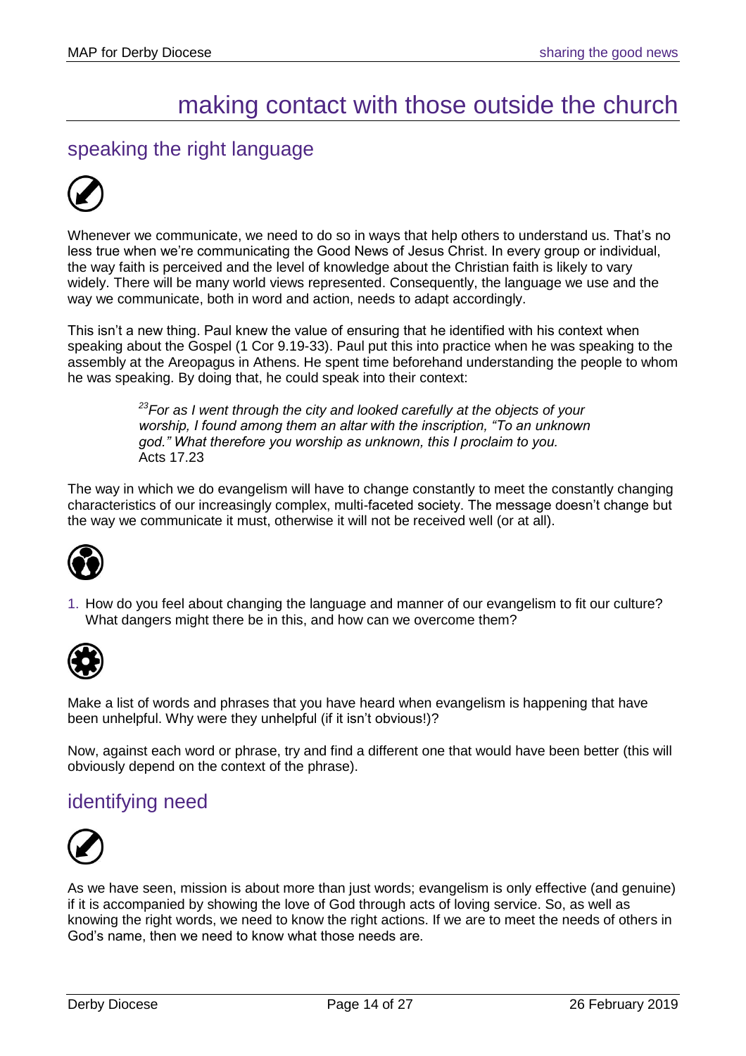# making contact with those outside the church

## speaking the right language

Whenever we communicate, we need to do so in ways that help others to understand us. That's no less true when we're communicating the Good News of Jesus Christ. In every group or individual, the way faith is perceived and the level of knowledge about the Christian faith is likely to vary widely. There will be many world views represented. Consequently, the language we use and the way we communicate, both in word and action, needs to adapt accordingly.

This isn't a new thing. Paul knew the value of ensuring that he identified with his context when speaking about the Gospel (1 Cor 9.19-33). Paul put this into practice when he was speaking to the assembly at the Areopagus in Athens. He spent time beforehand understanding the people to whom he was speaking. By doing that, he could speak into their context:

> [23]*For as I went through the city and looked carefully at the objects of your worship, I found among them an altar with the inscription, "To an unknown god." What therefore you worship as unknown, this I proclaim to you.*
> Acts 17.23

The way in which we do evangelism will have to change constantly to meet the constantly changing characteristics of our increasingly complex, multi-faceted society. The message doesn't change but the way we communicate it must, otherwise it will not be received well (or at all).

1. How do you feel about changing the language and manner of our evangelism to fit our culture? What dangers might there be in this, and how can we overcome them?

Make a list of words and phrases that you have heard when evangelism is happening that have been unhelpful. Why were they unhelpful (if it isn't obvious!)?

Now, against each word or phrase, try and find a different one that would have been better (this will obviously depend on the context of the phrase).

## identifying need

As we have seen, mission is about more than just words; evangelism is only effective (and genuine) if it is accompanied by showing the love of God through acts of loving service. So, as well as knowing the right words, we need to know the right actions. If we are to meet the needs of others in God's name, then we need to know what those needs are.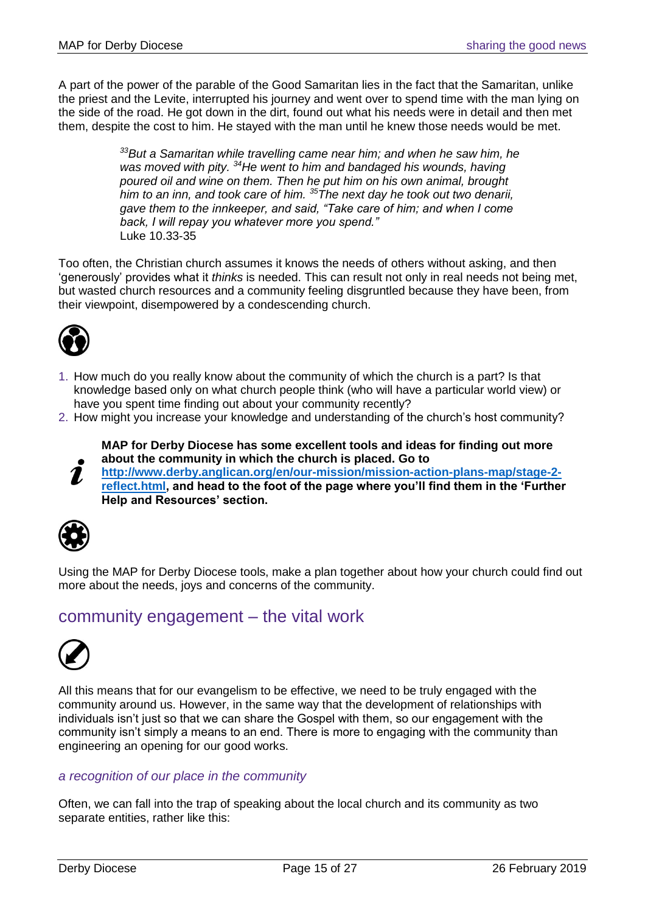A part of the power of the parable of the Good Samaritan lies in the fact that the Samaritan, unlike the priest and the Levite, interrupted his journey and went over to spend time with the man lying on the side of the road. He got down in the dirt, found out what his needs were in detail and then met them, despite the cost to him. He stayed with the man until he knew those needs would be met.

> *[33]But a Samaritan while travelling came near him; and when he saw him, he was moved with pity. [34]He went to him and bandaged his wounds, having poured oil and wine on them. Then he put him on his own animal, brought him to an inn, and took care of him. [35]The next day he took out two denarii, gave them to the innkeeper, and said, "Take care of him; and when I come back, I will repay you whatever more you spend."*
> Luke 10.33-35

Too often, the Christian church assumes it knows the needs of others without asking, and then 'generously' provides what it *thinks* is needed. This can result not only in real needs not being met, but wasted church resources and a community feeling disgruntled because they have been, from their viewpoint, disempowered by a condescending church.

1. How much do you really know about the community of which the church is a part? Is that knowledge based only on what church people think (who will have a particular world view) or have you spent time finding out about your community recently?
2. How might you increase your knowledge and understanding of the church's host community?

**MAP for Derby Diocese has some excellent tools and ideas for finding out more about the community in which the church is placed. Go to [http://www.derby.anglican.org/en/our-mission/mission-action-plans-map/stage-2-reflect.html](http://www.derby.anglican.org/en/our-mission/mission-action-plans-map/stage-2-reflect.html), and head to the foot of the page where you'll find them in the 'Further Help and Resources' section.**

Using the MAP for Derby Diocese tools, make a plan together about how your church could find out more about the needs, joys and concerns of the community.

## community engagement – the vital work

All this means that for our evangelism to be effective, we need to be truly engaged with the community around us. However, in the same way that the development of relationships with individuals isn't just so that we can share the Gospel with them, so our engagement with the community isn't simply a means to an end. There is more to engaging with the community than engineering an opening for our good works.

### *a recognition of our place in the community*

Often, we can fall into the trap of speaking about the local church and its community as two separate entities, rather like this: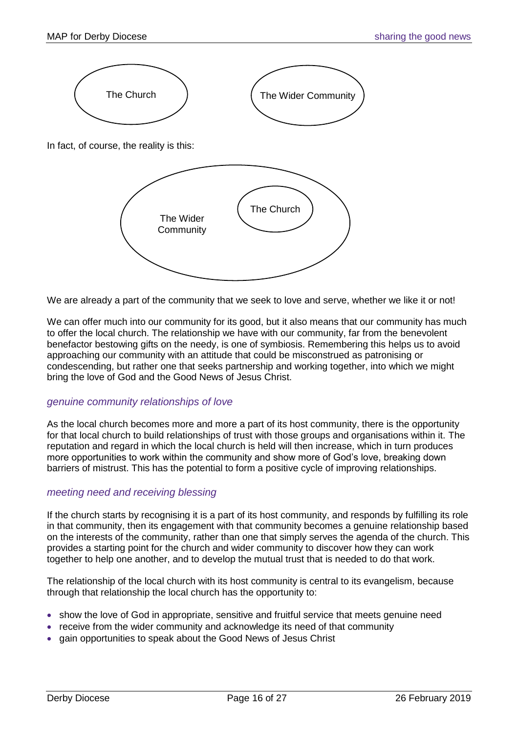The Church

The Wider Community

In fact, of course, the reality is this:

The Wider Community

The Church

We are already a part of the community that we seek to love and serve, whether we like it or not!

We can offer much into our community for its good, but it also means that our community has much to offer the local church. The relationship we have with our community, far from the benevolent benefactor bestowing gifts on the needy, is one of symbiosis. Remembering this helps us to avoid approaching our community with an attitude that could be misconstrued as patronising or condescending, but rather one that seeks partnership and working together, into which we might bring the love of God and the Good News of Jesus Christ.

### *genuine community relationships of love*

As the local church becomes more and more a part of its host community, there is the opportunity for that local church to build relationships of trust with those groups and organisations within it. The reputation and regard in which the local church is held will then increase, which in turn produces more opportunities to work within the community and show more of God's love, breaking down barriers of mistrust. This has the potential to form a positive cycle of improving relationships.

### *meeting need and receiving blessing*

If the church starts by recognising it is a part of its host community, and responds by fulfilling its role in that community, then its engagement with that community becomes a genuine relationship based on the interests of the community, rather than one that simply serves the agenda of the church. This provides a starting point for the church and wider community to discover how they can work together to help one another, and to develop the mutual trust that is needed to do that work.

The relationship of the local church with its host community is central to its evangelism, because through that relationship the local church has the opportunity to:

- show the love of God in appropriate, sensitive and fruitful service that meets genuine need
- receive from the wider community and acknowledge its need of that community
- gain opportunities to speak about the Good News of Jesus Christ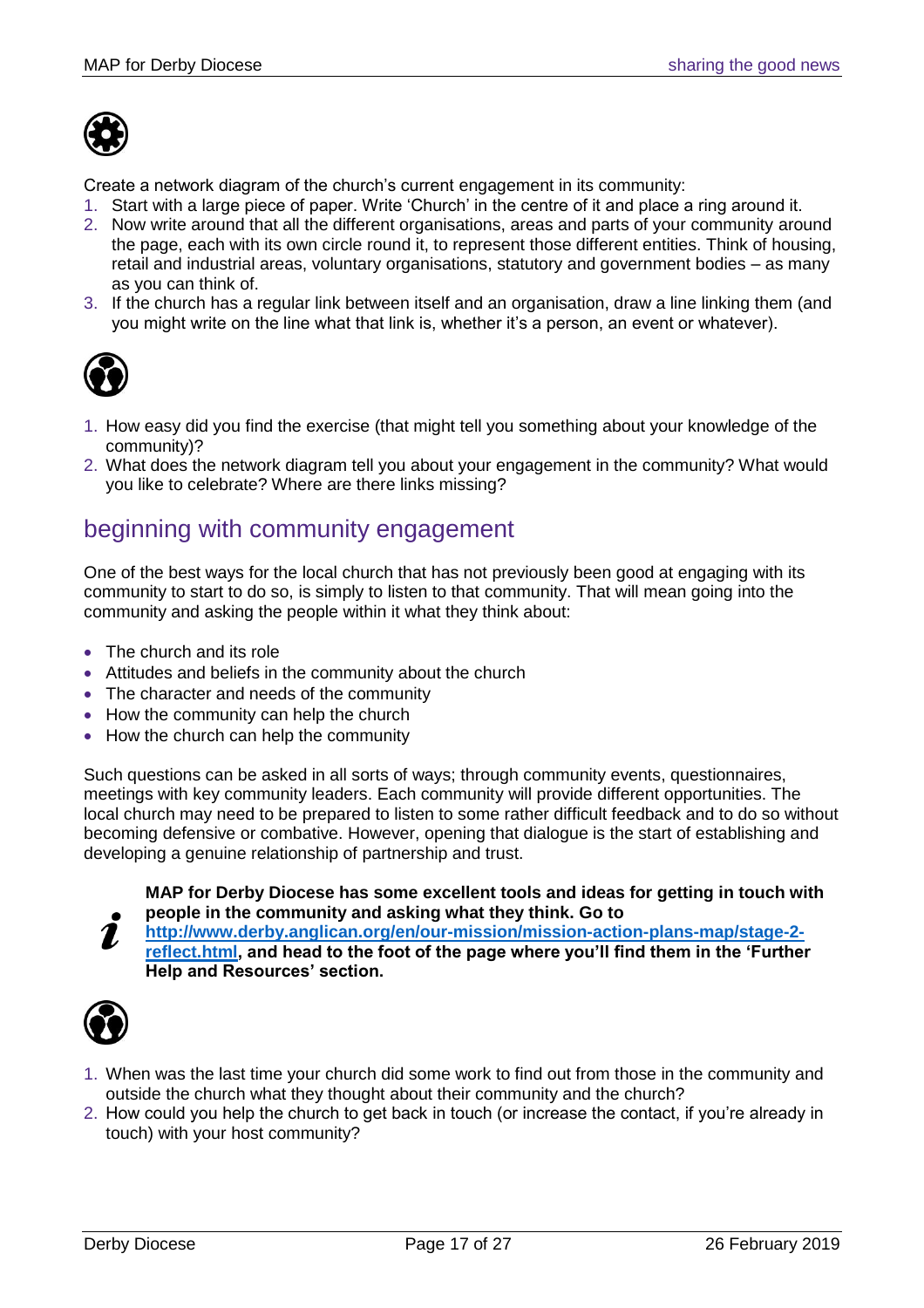Create a network diagram of the church's current engagement in its community:

1. Start with a large piece of paper. Write 'Church' in the centre of it and place a ring around it.
2. Now write around that all the different organisations, areas and parts of your community around the page, each with its own circle round it, to represent those different entities. Think of housing, retail and industrial areas, voluntary organisations, statutory and government bodies – as many as you can think of.
3. If the church has a regular link between itself and an organisation, draw a line linking them (and you might write on the line what that link is, whether it's a person, an event or whatever).

1. How easy did you find the exercise (that might tell you something about your knowledge of the community)?
2. What does the network diagram tell you about your engagement in the community? What would you like to celebrate? Where are there links missing?

## beginning with community engagement

One of the best ways for the local church that has not previously been good at engaging with its community to start to do so, is simply to listen to that community. That will mean going into the community and asking the people within it what they think about:

- The church and its role
- Attitudes and beliefs in the community about the church
- The character and needs of the community
- How the community can help the church
- How the church can help the community

Such questions can be asked in all sorts of ways; through community events, questionnaires, meetings with key community leaders. Each community will provide different opportunities. The local church may need to be prepared to listen to some rather difficult feedback and to do so without becoming defensive or combative. However, opening that dialogue is the start of establishing and developing a genuine relationship of partnership and trust.

**MAP for Derby Diocese has some excellent tools and ideas for getting in touch with people in the community and asking what they think. Go to [http://www.derby.anglican.org/en/our-mission/mission-action-plans-map/stage-2-reflect.html](http://www.derby.anglican.org/en/our-mission/mission-action-plans-map/stage-2-reflect.html), and head to the foot of the page where you'll find them in the 'Further Help and Resources' section.**

1. When was the last time your church did some work to find out from those in the community and outside the church what they thought about their community and the church?
2. How could you help the church to get back in touch (or increase the contact, if you're already in touch) with your host community?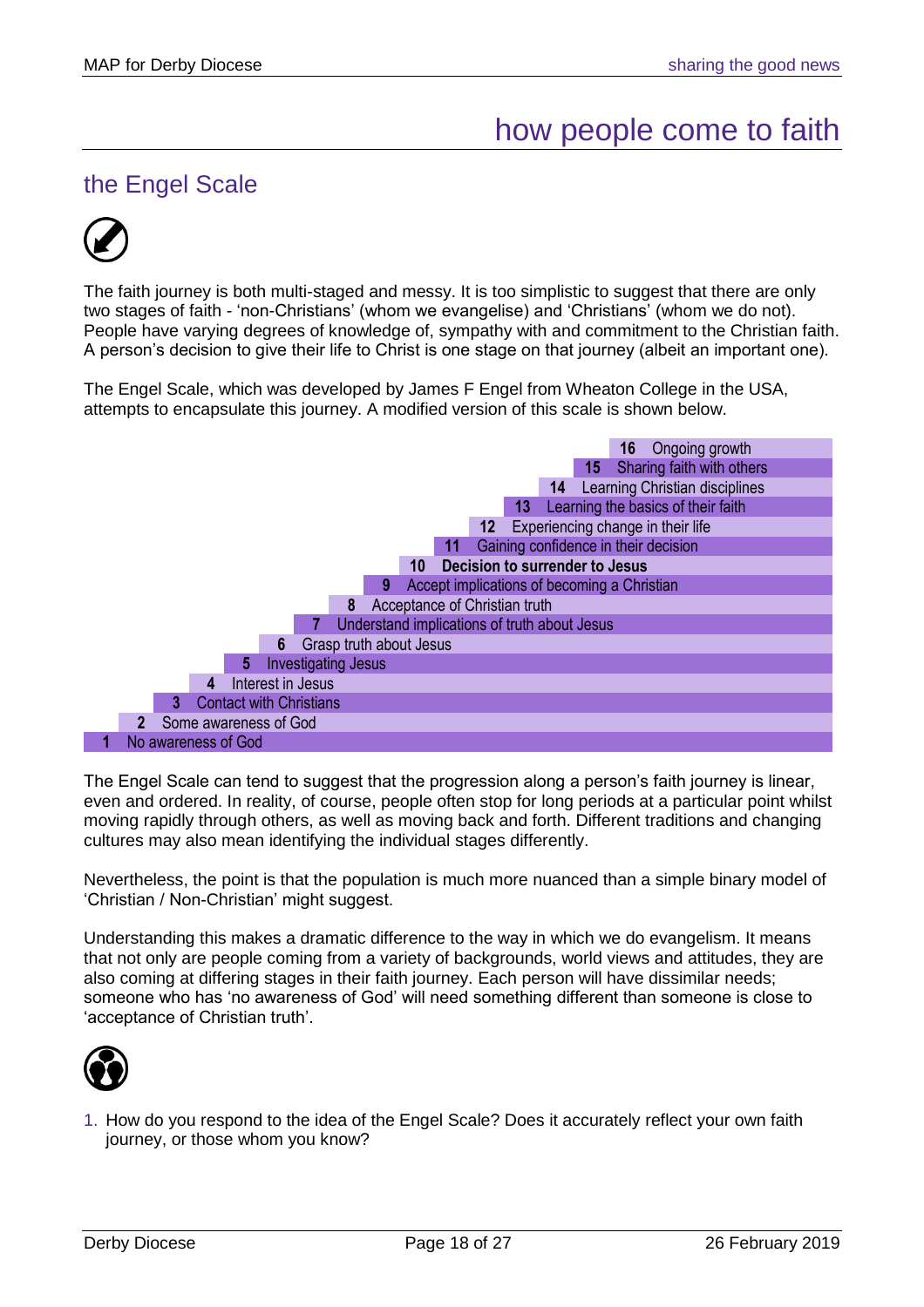# how people come to faith

## the Engel Scale

The faith journey is both multi-staged and messy. It is too simplistic to suggest that there are only two stages of faith - 'non-Christians' (whom we evangelise) and 'Christians' (whom we do not). People have varying degrees of knowledge of, sympathy with and commitment to the Christian faith. A person's decision to give their life to Christ is one stage on that journey (albeit an important one).

The Engel Scale, which was developed by James F Engel from Wheaton College in the USA, attempts to encapsulate this journey. A modified version of this scale is shown below.

**16** Ongoing growth
**15** Sharing faith with others
**14** Learning Christian disciplines
**13** Learning the basics of their faith
**12** Experiencing change in their life
**11** Gaining confidence in their decision
**10** **Decision to surrender to Jesus**
**9** Accept implications of becoming a Christian
**8** Acceptance of Christian truth
**7** Understand implications of truth about Jesus
**6** Grasp truth about Jesus
**5** Investigating Jesus
**4** Interest in Jesus
**3** Contact with Christians
**2** Some awareness of God
**1** No awareness of God

The Engel Scale can tend to suggest that the progression along a person's faith journey is linear, even and ordered. In reality, of course, people often stop for long periods at a particular point whilst moving rapidly through others, as well as moving back and forth. Different traditions and changing cultures may also mean identifying the individual stages differently.

Nevertheless, the point is that the population is much more nuanced than a simple binary model of 'Christian / Non-Christian' might suggest.

Understanding this makes a dramatic difference to the way in which we do evangelism. It means that not only are people coming from a variety of backgrounds, world views and attitudes, they are also coming at differing stages in their faith journey. Each person will have dissimilar needs; someone who has 'no awareness of God' will need something different than someone is close to 'acceptance of Christian truth'.

1. How do you respond to the idea of the Engel Scale? Does it accurately reflect your own faith journey, or those whom you know?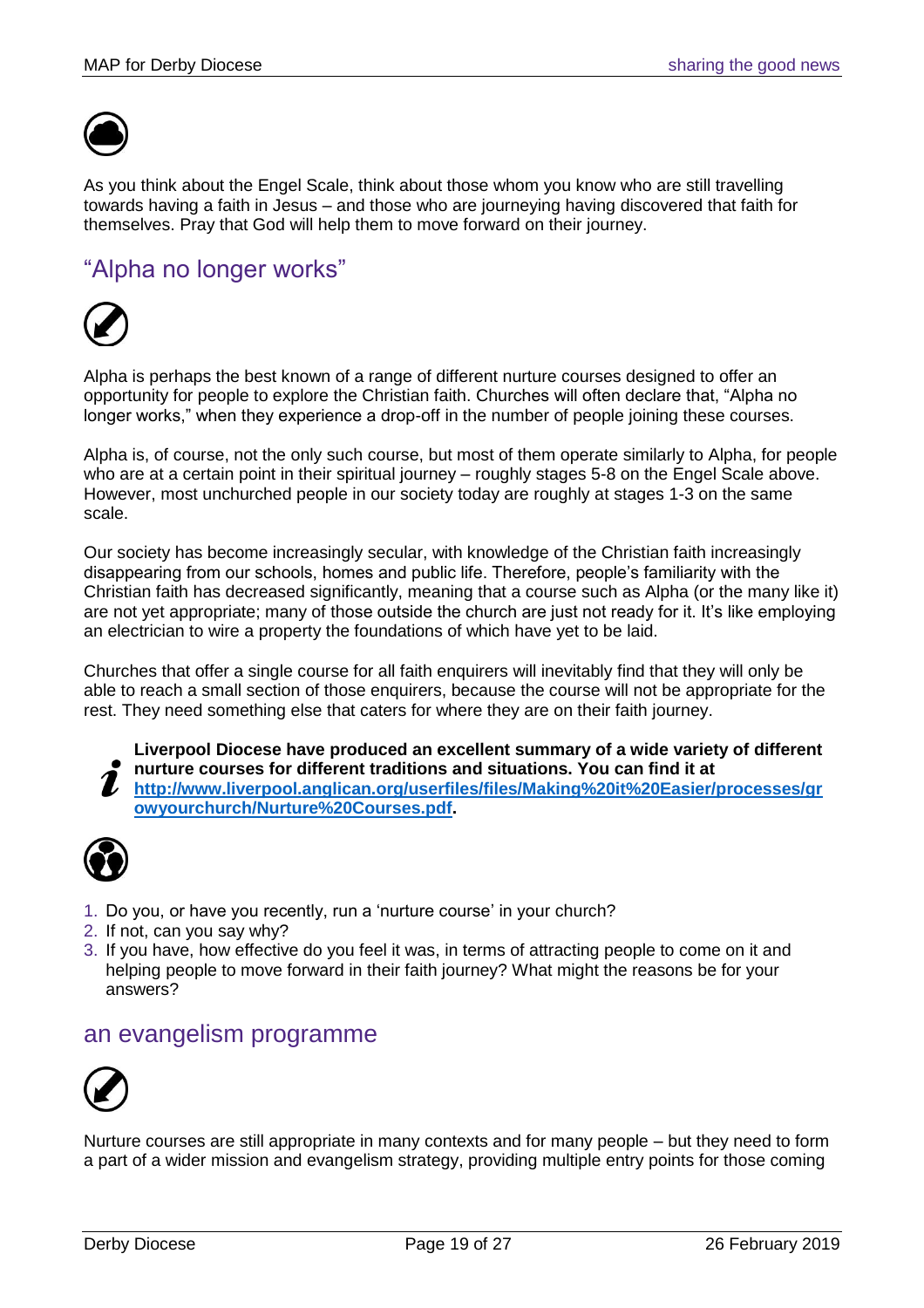As you think about the Engel Scale, think about those whom you know who are still travelling towards having a faith in Jesus – and those who are journeying having discovered that faith for themselves. Pray that God will help them to move forward on their journey.

## "Alpha no longer works"

Alpha is perhaps the best known of a range of different nurture courses designed to offer an opportunity for people to explore the Christian faith. Churches will often declare that, "Alpha no longer works," when they experience a drop-off in the number of people joining these courses.

Alpha is, of course, not the only such course, but most of them operate similarly to Alpha, for people who are at a certain point in their spiritual journey – roughly stages 5-8 on the Engel Scale above. However, most unchurched people in our society today are roughly at stages 1-3 on the same scale.

Our society has become increasingly secular, with knowledge of the Christian faith increasingly disappearing from our schools, homes and public life. Therefore, people's familiarity with the Christian faith has decreased significantly, meaning that a course such as Alpha (or the many like it) are not yet appropriate; many of those outside the church are just not ready for it. It's like employing an electrician to wire a property the foundations of which have yet to be laid.

Churches that offer a single course for all faith enquirers will inevitably find that they will only be able to reach a small section of those enquirers, because the course will not be appropriate for the rest. They need something else that caters for where they are on their faith journey.

**Liverpool Diocese have produced an excellent summary of a wide variety of different nurture courses for different traditions and situations. You can find it at [http://www.liverpool.anglican.org/userfiles/files/Making%20it%20Easier/processes/growyourchurch/Nurture%20Courses.pdf](http://www.liverpool.anglican.org/userfiles/files/Making%20it%20Easier/processes/growyourchurch/Nurture%20Courses.pdf).**

1. Do you, or have you recently, run a 'nurture course' in your church?
2. If not, can you say why?
3. If you have, how effective do you feel it was, in terms of attracting people to come on it and helping people to move forward in their faith journey? What might the reasons be for your answers?

## an evangelism programme

Nurture courses are still appropriate in many contexts and for many people – but they need to form a part of a wider mission and evangelism strategy, providing multiple entry points for those coming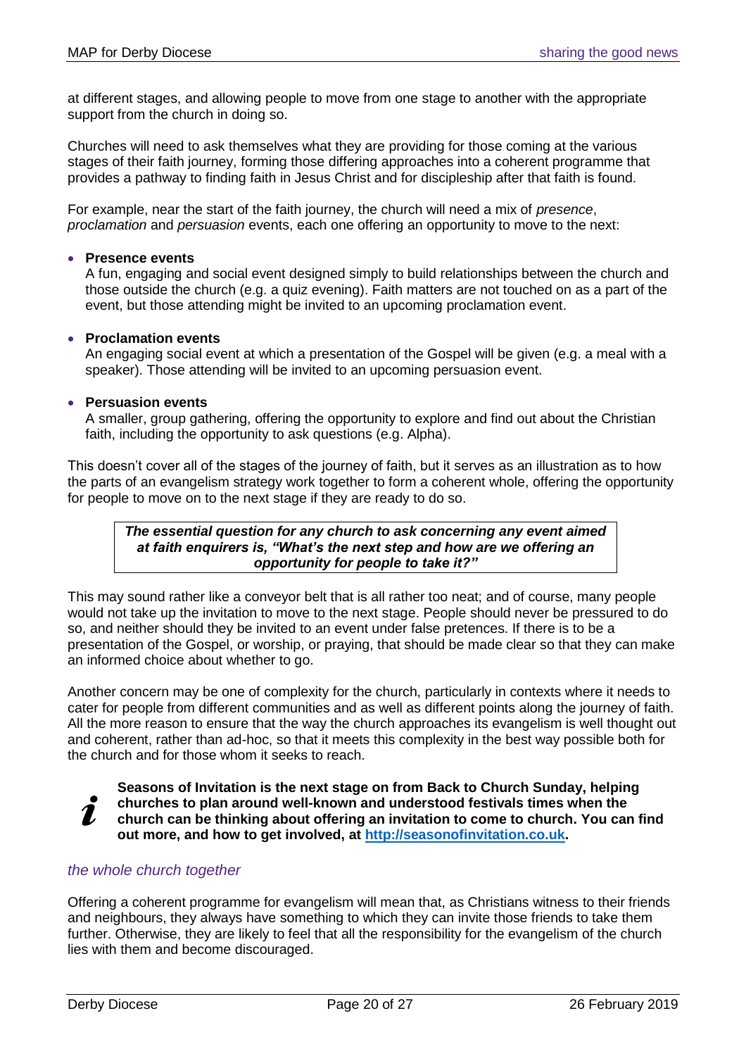at different stages, and allowing people to move from one stage to another with the appropriate support from the church in doing so.

Churches will need to ask themselves what they are providing for those coming at the various stages of their faith journey, forming those differing approaches into a coherent programme that provides a pathway to finding faith in Jesus Christ and for discipleship after that faith is found.

For example, near the start of the faith journey, the church will need a mix of *presence*, *proclamation* and *persuasion* events, each one offering an opportunity to move to the next:

- **Presence events**
  A fun, engaging and social event designed simply to build relationships between the church and those outside the church (e.g. a quiz evening). Faith matters are not touched on as a part of the event, but those attending might be invited to an upcoming proclamation event.

- **Proclamation events**
  An engaging social event at which a presentation of the Gospel will be given (e.g. a meal with a speaker). Those attending will be invited to an upcoming persuasion event.

- **Persuasion events**
  A smaller, group gathering, offering the opportunity to explore and find out about the Christian faith, including the opportunity to ask questions (e.g. Alpha).

This doesn't cover all of the stages of the journey of faith, but it serves as an illustration as to how the parts of an evangelism strategy work together to form a coherent whole, offering the opportunity for people to move on to the next stage if they are ready to do so.

> ***The essential question for any church to ask concerning any event aimed at faith enquirers is, "What's the next step and how are we offering an opportunity for people to take it?"***

This may sound rather like a conveyor belt that is all rather too neat; and of course, many people would not take up the invitation to move to the next stage. People should never be pressured to do so, and neither should they be invited to an event under false pretences. If there is to be a presentation of the Gospel, or worship, or praying, that should be made clear so that they can make an informed choice about whether to go.

Another concern may be one of complexity for the church, particularly in contexts where it needs to cater for people from different communities and as well as different points along the journey of faith. All the more reason to ensure that the way the church approaches its evangelism is well thought out and coherent, rather than ad-hoc, so that it meets this complexity in the best way possible both for the church and for those whom it seeks to reach.

**Seasons of Invitation is the next stage on from Back to Church Sunday, helping churches to plan around well-known and understood festivals times when the church can be thinking about offering an invitation to come to church. You can find out more, and how to get involved, at [http://seasonofinvitation.co.uk](http://seasonofinvitation.co.uk).**

### *the whole church together*

Offering a coherent programme for evangelism will mean that, as Christians witness to their friends and neighbours, they always have something to which they can invite those friends to take them further. Otherwise, they are likely to feel that all the responsibility for the evangelism of the church lies with them and become discouraged.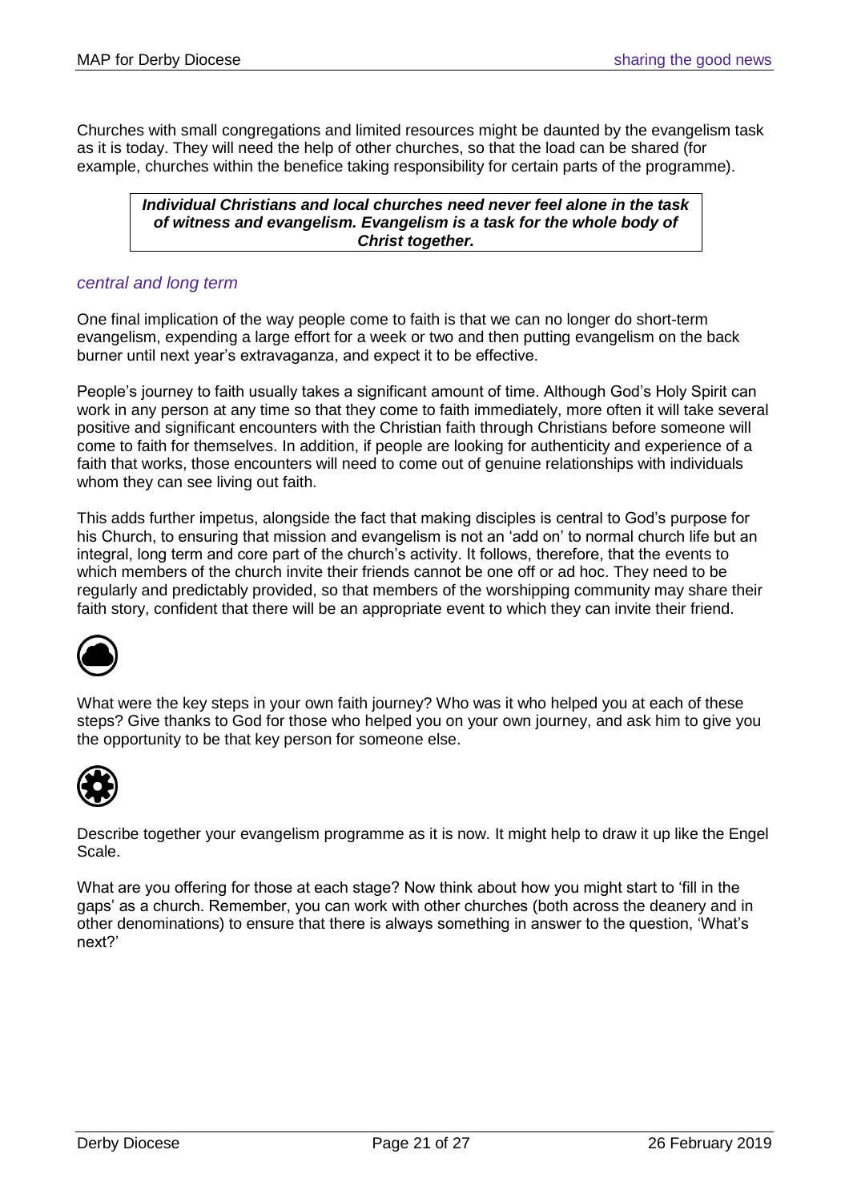Churches with small congregations and limited resources might be daunted by the evangelism task as it is today. They will need the help of other churches, so that the load can be shared (for example, churches within the benefice taking responsibility for certain parts of the programme).

> ***Individual Christians and local churches need never feel alone in the task of witness and evangelism. Evangelism is a task for the whole body of Christ together.***

### *central and long term*

One final implication of the way people come to faith is that we can no longer do short-term evangelism, expending a large effort for a week or two and then putting evangelism on the back burner until next year's extravaganza, and expect it to be effective.

People's journey to faith usually takes a significant amount of time. Although God's Holy Spirit can work in any person at any time so that they come to faith immediately, more often it will take several positive and significant encounters with the Christian faith through Christians before someone will come to faith for themselves. In addition, if people are looking for authenticity and experience of a faith that works, those encounters will need to come out of genuine relationships with individuals whom they can see living out faith.

This adds further impetus, alongside the fact that making disciples is central to God's purpose for his Church, to ensuring that mission and evangelism is not an 'add on' to normal church life but an integral, long term and core part of the church's activity. It follows, therefore, that the events to which members of the church invite their friends cannot be one off or ad hoc. They need to be regularly and predictably provided, so that members of the worshipping community may share their faith story, confident that there will be an appropriate event to which they can invite their friend.

What were the key steps in your own faith journey? Who was it who helped you at each of these steps? Give thanks to God for those who helped you on your own journey, and ask him to give you the opportunity to be that key person for someone else.

Describe together your evangelism programme as it is now. It might help to draw it up like the Engel Scale.

What are you offering for those at each stage? Now think about how you might start to 'fill in the gaps' as a church. Remember, you can work with other churches (both across the deanery and in other denominations) to ensure that there is always something in answer to the question, 'What's next?'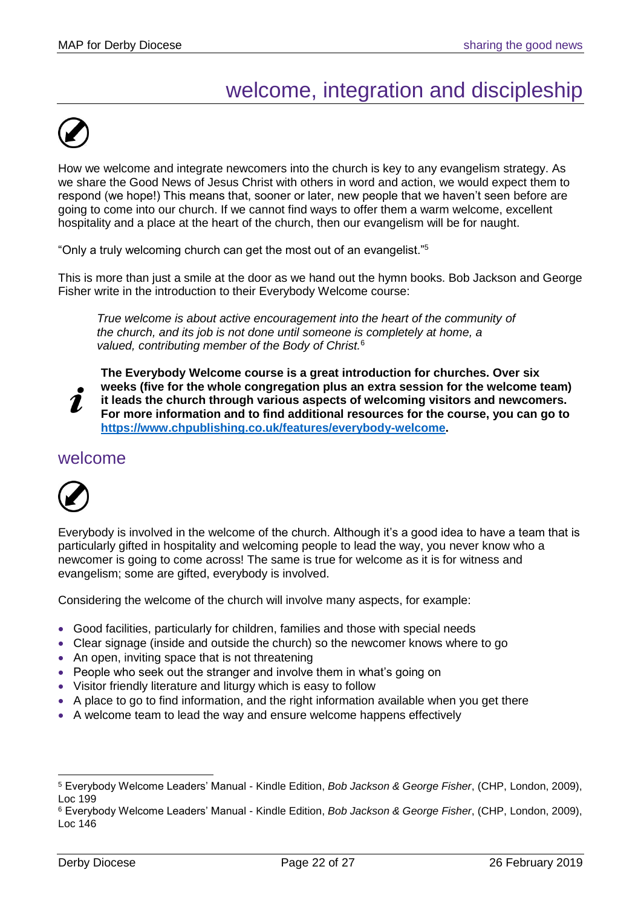# welcome, integration and discipleship

How we welcome and integrate newcomers into the church is key to any evangelism strategy. As we share the Good News of Jesus Christ with others in word and action, we would expect them to respond (we hope!) This means that, sooner or later, new people that we haven't seen before are going to come into our church. If we cannot find ways to offer them a warm welcome, excellent hospitality and a place at the heart of the church, then our evangelism will be for naught.

"Only a truly welcoming church can get the most out of an evangelist."[5]

This is more than just a smile at the door as we hand out the hymn books. Bob Jackson and George Fisher write in the introduction to their Everybody Welcome course:

> *True welcome is about active encouragement into the heart of the community of the church, and its job is not done until someone is completely at home, a valued, contributing member of the Body of Christ.*[6]

**The Everybody Welcome course is a great introduction for churches. Over six weeks (five for the whole congregation plus an extra session for the welcome team) it leads the church through various aspects of welcoming visitors and newcomers. For more information and to find additional resources for the course, you can go to [https://www.chpublishing.co.uk/features/everybody-welcome](https://www.chpublishing.co.uk/features/everybody-welcome).**

## welcome

Everybody is involved in the welcome of the church. Although it's a good idea to have a team that is particularly gifted in hospitality and welcoming people to lead the way, you never know who a newcomer is going to come across! The same is true for welcome as it is for witness and evangelism; some are gifted, everybody is involved.

Considering the welcome of the church will involve many aspects, for example:

- Good facilities, particularly for children, families and those with special needs
- Clear signage (inside and outside the church) so the newcomer knows where to go
- An open, inviting space that is not threatening
- People who seek out the stranger and involve them in what's going on
- Visitor friendly literature and liturgy which is easy to follow
- A place to go to find information, and the right information available when you get there
- A welcome team to lead the way and ensure welcome happens effectively

---

[5] Everybody Welcome Leaders' Manual - Kindle Edition, *Bob Jackson & George Fisher*, (CHP, London, 2009), Loc 199

[6] Everybody Welcome Leaders' Manual - Kindle Edition, *Bob Jackson & George Fisher*, (CHP, London, 2009), Loc 146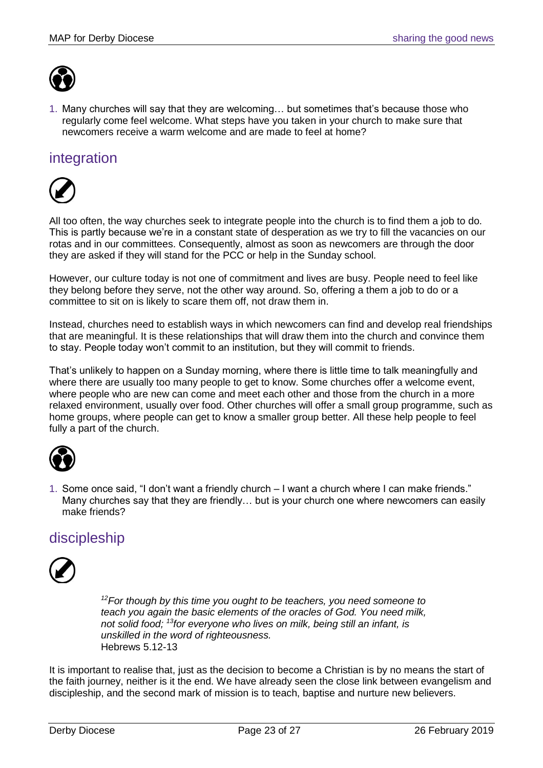1. Many churches will say that they are welcoming… but sometimes that's because those who regularly come feel welcome. What steps have you taken in your church to make sure that newcomers receive a warm welcome and are made to feel at home?

## integration

All too often, the way churches seek to integrate people into the church is to find them a job to do. This is partly because we're in a constant state of desperation as we try to fill the vacancies on our rotas and in our committees. Consequently, almost as soon as newcomers are through the door they are asked if they will stand for the PCC or help in the Sunday school.

However, our culture today is not one of commitment and lives are busy. People need to feel like they belong before they serve, not the other way around. So, offering a them a job to do or a committee to sit on is likely to scare them off, not draw them in.

Instead, churches need to establish ways in which newcomers can find and develop real friendships that are meaningful. It is these relationships that will draw them into the church and convince them to stay. People today won't commit to an institution, but they will commit to friends.

That's unlikely to happen on a Sunday morning, where there is little time to talk meaningfully and where there are usually too many people to get to know. Some churches offer a welcome event, where people who are new can come and meet each other and those from the church in a more relaxed environment, usually over food. Other churches will offer a small group programme, such as home groups, where people can get to know a smaller group better. All these help people to feel fully a part of the church.

1. Some once said, "I don't want a friendly church – I want a church where I can make friends." Many churches say that they are friendly… but is your church one where newcomers can easily make friends?

## discipleship

> [12]*For though by this time you ought to be teachers, you need someone to teach you again the basic elements of the oracles of God. You need milk, not solid food;* [13]*for everyone who lives on milk, being still an infant, is unskilled in the word of righteousness.*
> Hebrews 5.12-13

It is important to realise that, just as the decision to become a Christian is by no means the start of the faith journey, neither is it the end. We have already seen the close link between evangelism and discipleship, and the second mark of mission is to teach, baptise and nurture new believers.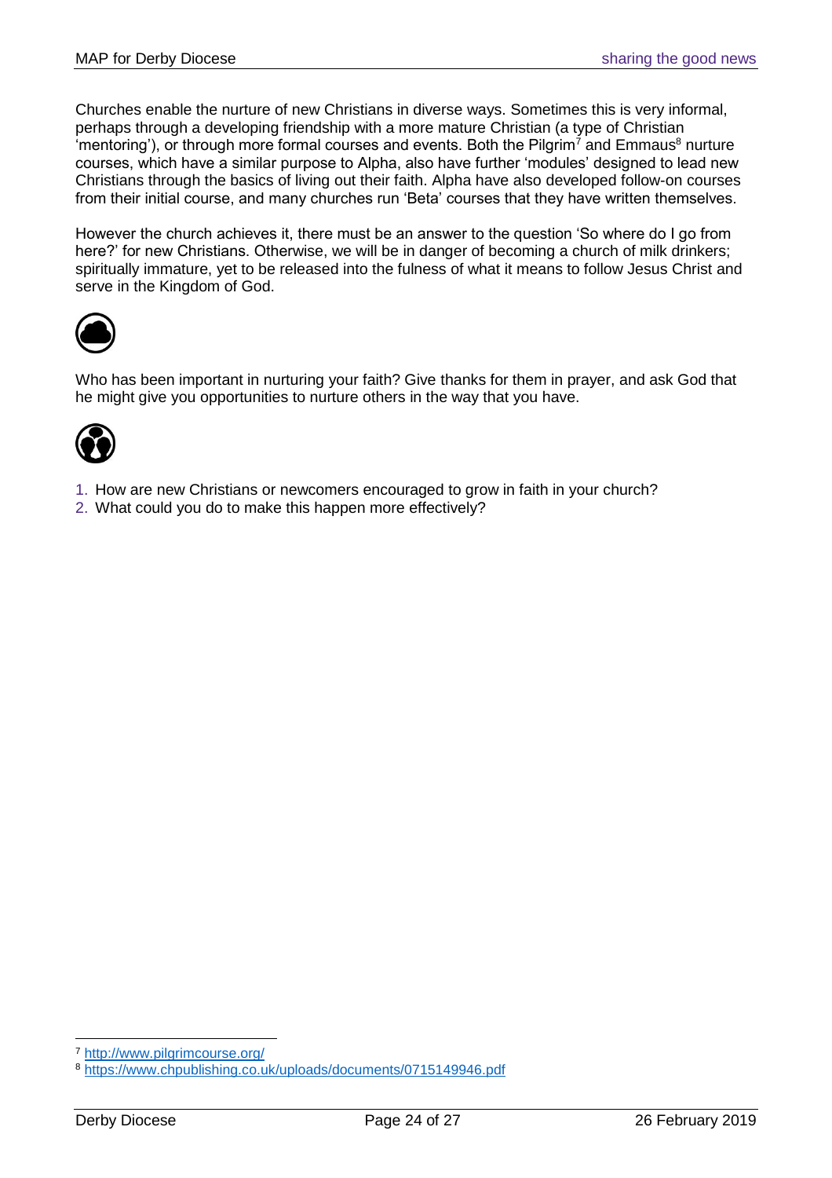Churches enable the nurture of new Christians in diverse ways. Sometimes this is very informal, perhaps through a developing friendship with a more mature Christian (a type of Christian 'mentoring'), or through more formal courses and events. Both the Pilgrim[7] and Emmaus[8] nurture courses, which have a similar purpose to Alpha, also have further 'modules' designed to lead new Christians through the basics of living out their faith. Alpha have also developed follow-on courses from their initial course, and many churches run 'Beta' courses that they have written themselves.

However the church achieves it, there must be an answer to the question 'So where do I go from here?' for new Christians. Otherwise, we will be in danger of becoming a church of milk drinkers; spiritually immature, yet to be released into the fulness of what it means to follow Jesus Christ and serve in the Kingdom of God.

Who has been important in nurturing your faith? Give thanks for them in prayer, and ask God that he might give you opportunities to nurture others in the way that you have.

1. How are new Christians or newcomers encouraged to grow in faith in your church?
2. What could you do to make this happen more effectively?

---

[7] http://www.pilgrimcourse.org/

[8] https://www.chpublishing.co.uk/uploads/documents/0715149946.pdf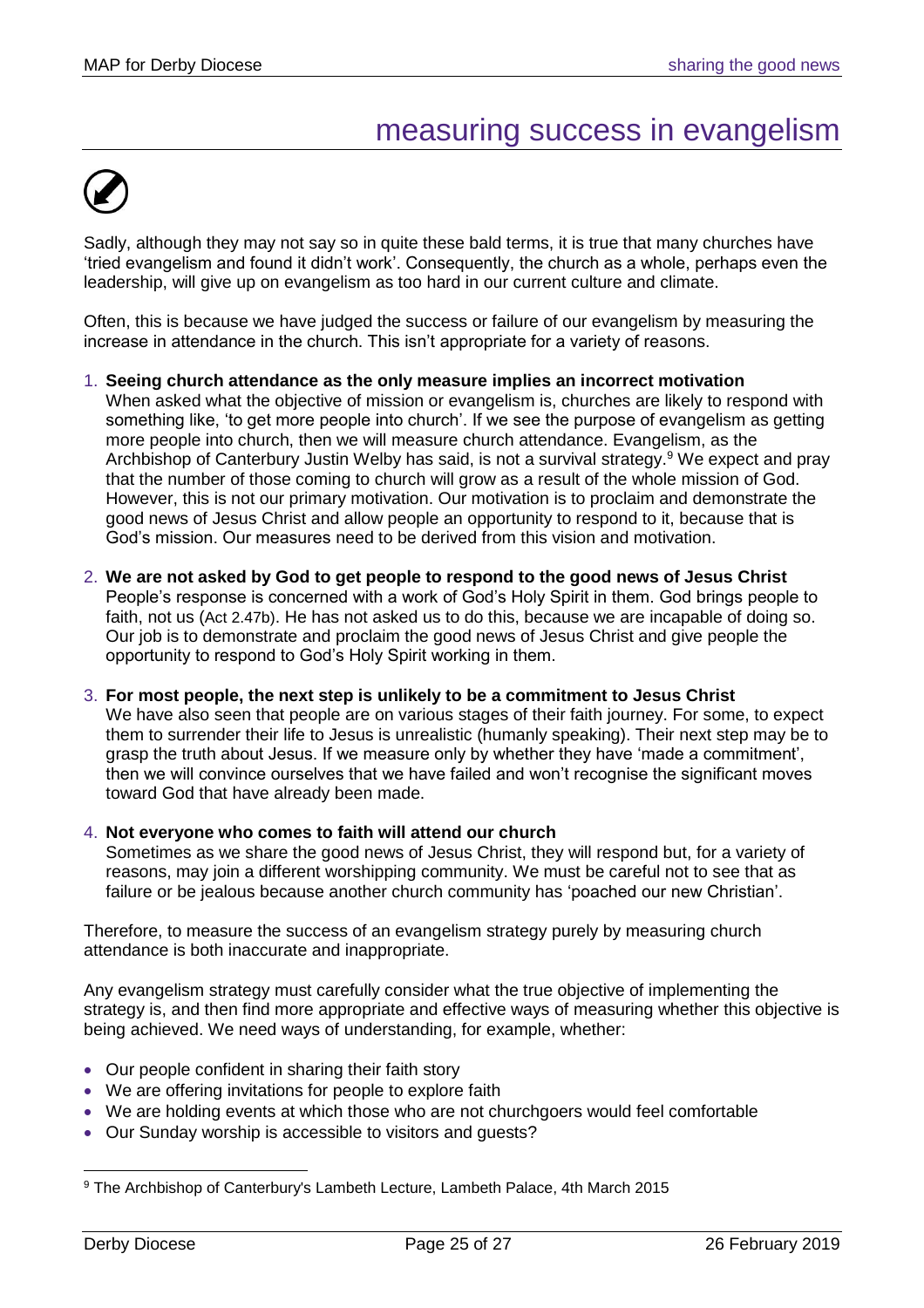# measuring success in evangelism

Sadly, although they may not say so in quite these bald terms, it is true that many churches have 'tried evangelism and found it didn't work'. Consequently, the church as a whole, perhaps even the leadership, will give up on evangelism as too hard in our current culture and climate.

Often, this is because we have judged the success or failure of our evangelism by measuring the increase in attendance in the church. This isn't appropriate for a variety of reasons.

1. **Seeing church attendance as the only measure implies an incorrect motivation**
   When asked what the objective of mission or evangelism is, churches are likely to respond with something like, 'to get more people into church'. If we see the purpose of evangelism as getting more people into church, then we will measure church attendance. Evangelism, as the Archbishop of Canterbury Justin Welby has said, is not a survival strategy.[9] We expect and pray that the number of those coming to church will grow as a result of the whole mission of God. However, this is not our primary motivation. Our motivation is to proclaim and demonstrate the good news of Jesus Christ and allow people an opportunity to respond to it, because that is God's mission. Our measures need to be derived from this vision and motivation.

2. **We are not asked by God to get people to respond to the good news of Jesus Christ**
   People's response is concerned with a work of God's Holy Spirit in them. God brings people to faith, not us (Act 2.47b). He has not asked us to do this, because we are incapable of doing so. Our job is to demonstrate and proclaim the good news of Jesus Christ and give people the opportunity to respond to God's Holy Spirit working in them.

3. **For most people, the next step is unlikely to be a commitment to Jesus Christ**
   We have also seen that people are on various stages of their faith journey. For some, to expect them to surrender their life to Jesus is unrealistic (humanly speaking). Their next step may be to grasp the truth about Jesus. If we measure only by whether they have 'made a commitment', then we will convince ourselves that we have failed and won't recognise the significant moves toward God that have already been made.

4. **Not everyone who comes to faith will attend our church**
   Sometimes as we share the good news of Jesus Christ, they will respond but, for a variety of reasons, may join a different worshipping community. We must be careful not to see that as failure or be jealous because another church community has 'poached our new Christian'.

Therefore, to measure the success of an evangelism strategy purely by measuring church attendance is both inaccurate and inappropriate.

Any evangelism strategy must carefully consider what the true objective of implementing the strategy is, and then find more appropriate and effective ways of measuring whether this objective is being achieved. We need ways of understanding, for example, whether:

- Our people confident in sharing their faith story
- We are offering invitations for people to explore faith
- We are holding events at which those who are not churchgoers would feel comfortable
- Our Sunday worship is accessible to visitors and guests?

[9] The Archbishop of Canterbury's Lambeth Lecture, Lambeth Palace, 4th March 2015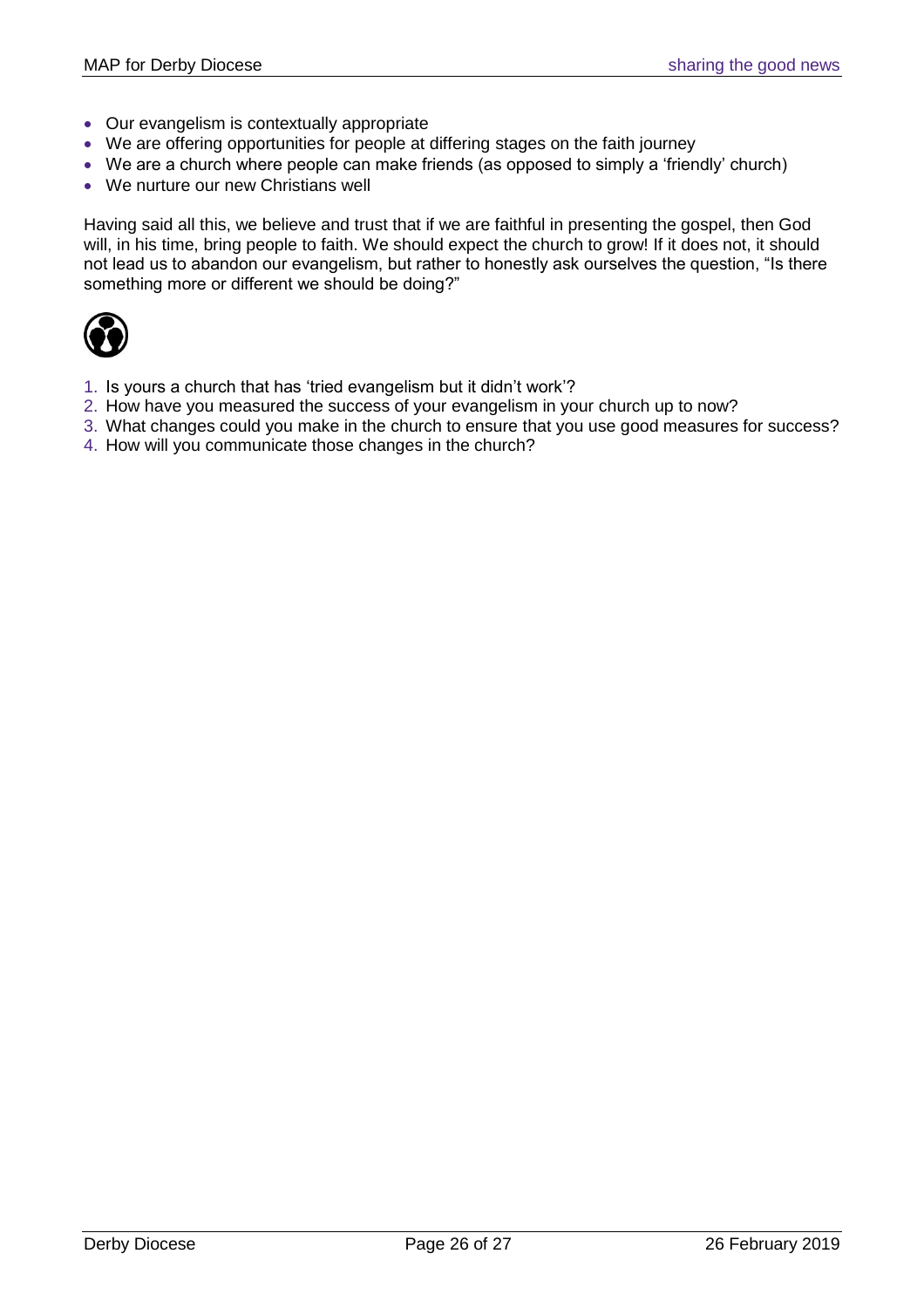- Our evangelism is contextually appropriate
- We are offering opportunities for people at differing stages on the faith journey
- We are a church where people can make friends (as opposed to simply a 'friendly' church)
- We nurture our new Christians well

Having said all this, we believe and trust that if we are faithful in presenting the gospel, then God will, in his time, bring people to faith. We should expect the church to grow! If it does not, it should not lead us to abandon our evangelism, but rather to honestly ask ourselves the question, "Is there something more or different we should be doing?"

1. Is yours a church that has 'tried evangelism but it didn't work'?
2. How have you measured the success of your evangelism in your church up to now?
3. What changes could you make in the church to ensure that you use good measures for success?
4. How will you communicate those changes in the church?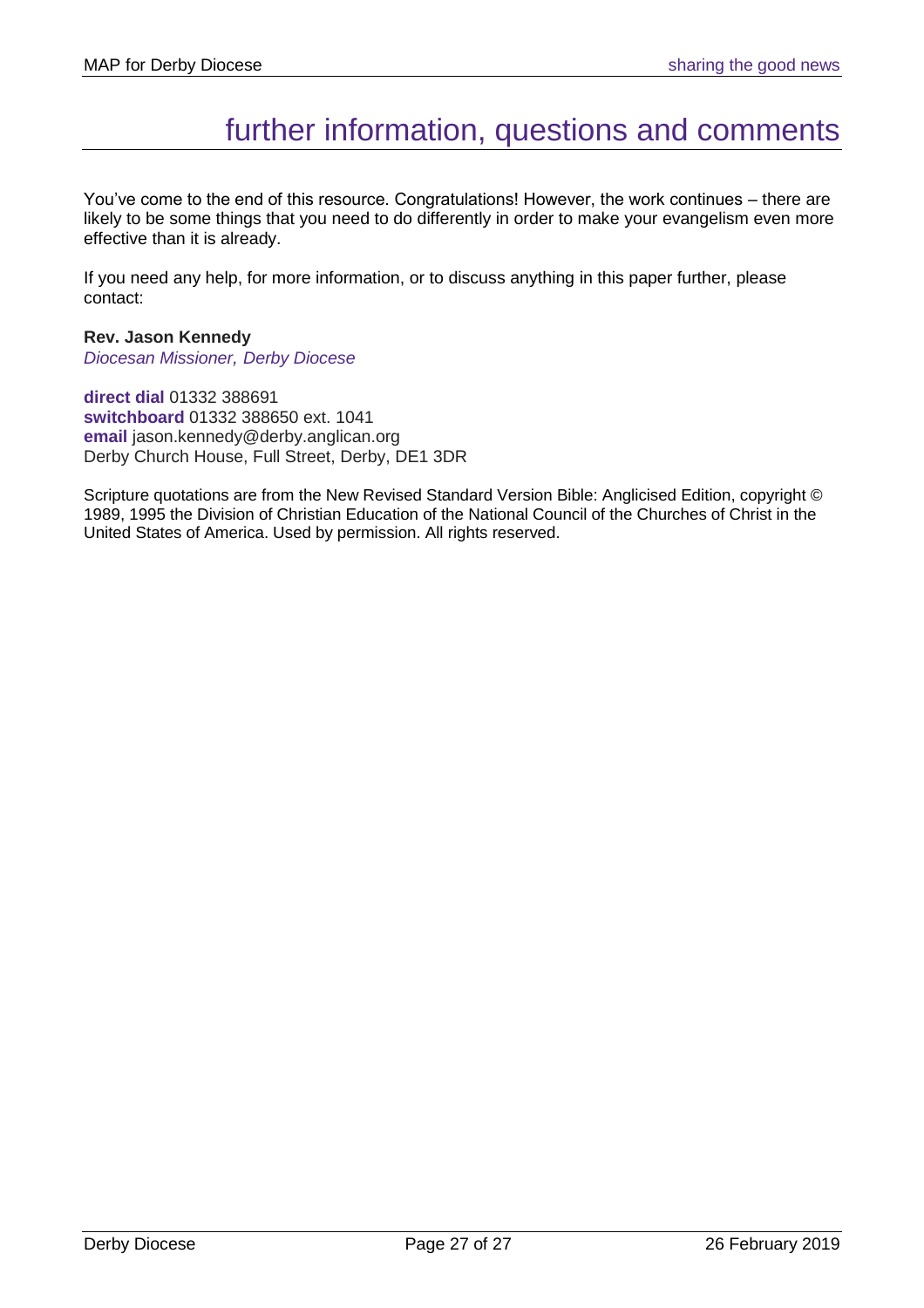# further information, questions and comments

You've come to the end of this resource. Congratulations! However, the work continues – there are likely to be some things that you need to do differently in order to make your evangelism even more effective than it is already.

If you need any help, for more information, or to discuss anything in this paper further, please contact:

**Rev. Jason Kennedy**
*Diocesan Missioner, Derby Diocese*

**direct dial** 01332 388691
**switchboard** 01332 388650 ext. 1041
**email** jason.kennedy@derby.anglican.org
Derby Church House, Full Street, Derby, DE1 3DR

Scripture quotations are from the New Revised Standard Version Bible: Anglicised Edition, copyright © 1989, 1995 the Division of Christian Education of the National Council of the Churches of Christ in the United States of America. Used by permission. All rights reserved.